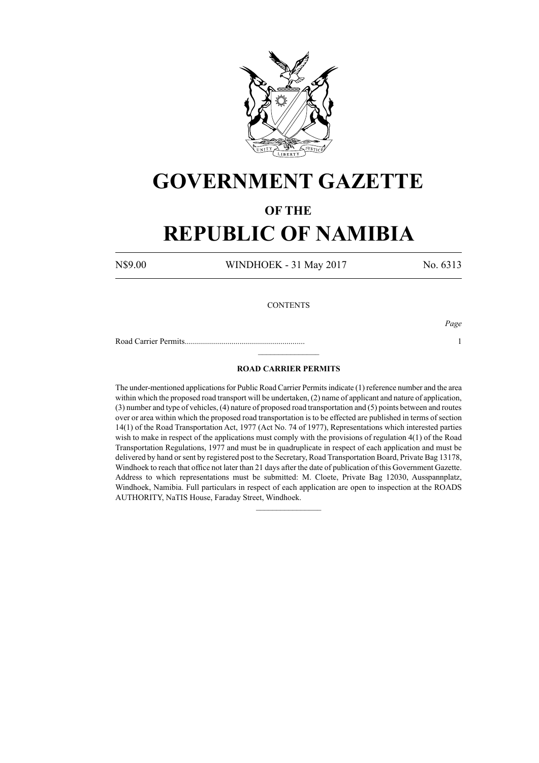# GOVERNMENT GAZETTE

## OF THE

# REPUBLIC OF NAMIBIA

N$9.00 WINDHOEK - 31 May 2017 No. 6313

CONTENTS

*Page*

Road Carrier Permits........................................................... 1

---

### ROAD CARRIER PERMITS

The under-mentioned applications for Public Road Carrier Permits indicate (1) reference number and the area within which the proposed road transport will be undertaken, (2) name of applicant and nature of application, (3) number and type of vehicles, (4) nature of proposed road transportation and (5) points between and routes over or area within which the proposed road transportation is to be effected are published in terms of section 14(1) of the Road Transportation Act, 1977 (Act No. 74 of 1977), Representations which interested parties wish to make in respect of the applications must comply with the provisions of regulation 4(1) of the Road Transportation Regulations, 1977 and must be in quadruplicate in respect of each application and must be delivered by hand or sent by registered post to the Secretary, Road Transportation Board, Private Bag 13178, Windhoek to reach that office not later than 21 days after the date of publication of this Government Gazette. Address to which representations must be submitted: M. Cloete, Private Bag 12030, Ausspannplatz, Windhoek, Namibia. Full particulars in respect of each application are open to inspection at the ROADS AUTHORITY, NaTIS House, Faraday Street, Windhoek.

---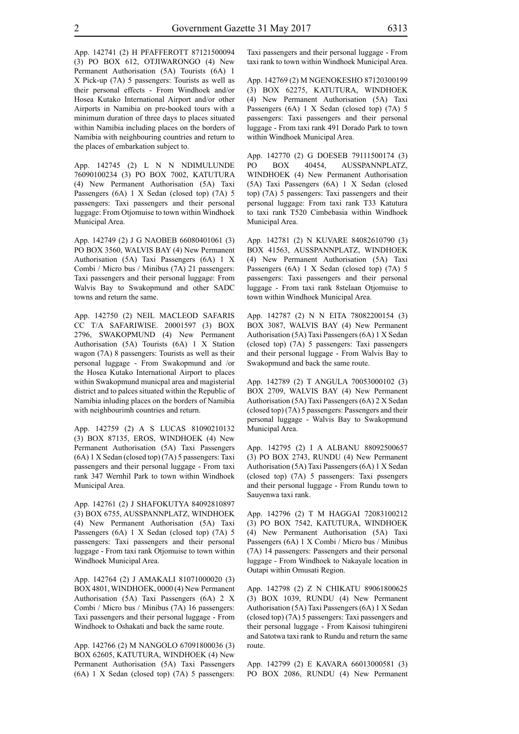App. 142741 (2) H PFAFFEROTT 87121500094 (3) PO BOX 612, OTJIWARONGO (4) New Permanent Authorisation (5A) Tourists (6A) 1 X Pick-up (7A) 5 passengers: Tourists as well as their personal effects - From Windhoek and/or Hosea Kutako International Airport and/or other Airports in Namibia on pre-booked tours with a minimum duration of three days to places situated within Namibia including places on the borders of Namibia with neighbouring countries and return to the places of embarkation subject to.

App. 142745 (2) L N N NDIMULUNDE 76090100234 (3) PO BOX 7002, KATUTURA (4) New Permanent Authorisation (5A) Taxi Passengers (6A) 1 X Sedan (closed top) (7A) 5 passengers: Taxi passengers and their personal luggage: From Otjomuise to town within Windhoek Municipal Area.

App. 142749 (2) J G NAOBEB 66080401061 (3) PO BOX 3560, WALVIS BAY (4) New Permanent Authorisation (5A) Taxi Passengers (6A) 1 X Combi / Micro bus / Minibus (7A) 21 passengers: Taxi passengers and their personal luggage: From Walvis Bay to Swakopmund and other SADC towns and return the same.

App. 142750 (2) NEIL MACLEOD SAFARIS CC T/A SAFARIWISE. 20001597 (3) BOX 2796, SWAKOPMUND (4) New Permanent Authorisation (5A) Tourists (6A) 1 X Station wagon (7A) 8 passengers: Tourists as well as their personal luggage - From Swakopmund and /or the Hosea Kutako International Airport to places within Swakopmund municpal area and magisterial district and to palces situated within the Republic of Namibia inluding places on the borders of Namibia with neighbourimh countries and return.

App. 142759 (2) A S LUCAS 81090210132 (3) BOX 87135, EROS, WINDHOEK (4) New Permanent Authorisation (5A) Taxi Passengers (6A) 1 X Sedan (closed top) (7A) 5 passengers: Taxi passengers and their personal luggage - From taxi rank 347 Wernhil Park to town within Windhoek Municipal Area.

App. 142761 (2) J SHAFOKUTYA 84092810897 (3) BOX 6755, AUSSPANNPLATZ, WINDHOEK (4) New Permanent Authorisation (5A) Taxi Passengers (6A) 1 X Sedan (closed top) (7A) 5 passengers: Taxi passengers and their personal luggage - From taxi rank Otjomuise to town within Windhoek Municipal Area.

App. 142764 (2) J AMAKALI 81071000020 (3) BOX 4801, WINDHOEK, 0000 (4) New Permanent Authorisation (5A) Taxi Passengers (6A) 2 X Combi / Micro bus / Minibus (7A) 16 passengers: Taxi passengers and their personal luggage - From Windhoek to Oshakati and back the same route.

App. 142766 (2) M NANGOLO 67091800036 (3) BOX 62605, KATUTURA, WINDHOEK (4) New Permanent Authorisation (5A) Taxi Passengers (6A) 1 X Sedan (closed top) (7A) 5 passengers: Taxi passengers and their personal luggage - From taxi rank to town within Windhoek Municipal Area.

App. 142769 (2) M NGENOKESHO 87120300199 (3) BOX 62275, KATUTURA, WINDHOEK (4) New Permanent Authorisation (5A) Taxi Passengers (6A) 1 X Sedan (closed top) (7A) 5 passengers: Taxi passengers and their personal luggage - From taxi rank 491 Dorado Park to town within Windhoek Municipal Area.

App. 142770 (2) G DOESEB 79111500174 (3) PO BOX 40454, AUSSPANNPLATZ, WINDHOEK (4) New Permanent Authorisation (5A) Taxi Passengers (6A) 1 X Sedan (closed top) (7A) 5 passengers: Taxi passengers and their personal luggage: From taxi rank T33 Katutura to taxi rank T520 Cimbebasia within Windhoek Municipal Area.

App. 142781 (2) N KUVARE 84082610790 (3) BOX 41563, AUSSPANNPLATZ, WINDHOEK (4) New Permanent Authorisation (5A) Taxi Passengers (6A) 1 X Sedan (closed top) (7A) 5 passengers: Taxi passengers and their personal luggage - From taxi rank 8stelaan Otjomuise to town within Windhoek Municipal Area.

App. 142787 (2) N N EITA 78082200154 (3) BOX 3087, WALVIS BAY (4) New Permanent Authorisation (5A) Taxi Passengers (6A) 1 X Sedan (closed top) (7A) 5 passengers: Taxi passengers and their personal luggage - From Walvis Bay to Swakopmund and back the same route.

App. 142789 (2) T ANGULA 70053000102 (3) BOX 2709, WALVIS BAY (4) New Permanent Authorisation (5A) Taxi Passengers (6A) 2 X Sedan (closed top) (7A) 5 passengers: Passengers and their personal luggage - Walvis Bay to Swakopmund Municipal Area.

App. 142795 (2) I A ALBANU 88092500657 (3) PO BOX 2743, RUNDU (4) New Permanent Authorisation (5A) Taxi Passengers (6A) 1 X Sedan (closed top) (7A) 5 passengers: Taxi pssengers and their personal luggage - From Rundu town to Sauyenwa taxi rank.

App. 142796 (2) T M HAGGAI 72083100212 (3) PO BOX 7542, KATUTURA, WINDHOEK (4) New Permanent Authorisation (5A) Taxi Passengers (6A) 1 X Combi / Micro bus / Minibus (7A) 14 passengers: Passengers and their personal luggage - From Windhoek to Nakayale location in Outapi within Omusati Region.

App. 142798 (2) Z N CHIKATU 89061800625 (3) BOX 1039, RUNDU (4) New Permanent Authorisation (5A) Taxi Passengers (6A) 1 X Sedan (closed top) (7A) 5 passengers: Taxi passengers and their personal luggage - From Kaisosi tuhingireni and Satotwa taxi rank to Rundu and return the same route.

App. 142799 (2) E KAVARA 66013000581 (3) PO BOX 2086, RUNDU (4) New Permanent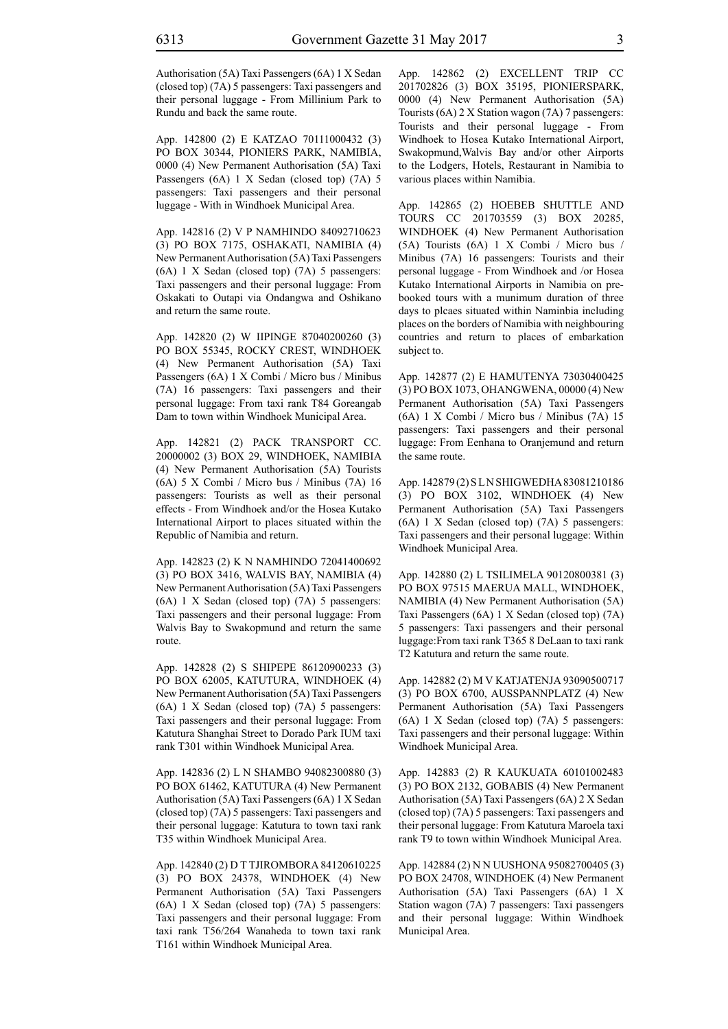Authorisation (5A) Taxi Passengers (6A) 1 X Sedan (closed top) (7A) 5 passengers: Taxi passengers and their personal luggage - From Millinium Park to Rundu and back the same route.

App. 142800 (2) E KATZAO 70111000432 (3) PO BOX 30344, PIONIERS PARK, NAMIBIA, 0000 (4) New Permanent Authorisation (5A) Taxi Passengers (6A) 1 X Sedan (closed top) (7A) 5 passengers: Taxi passengers and their personal luggage - With in Windhoek Municipal Area.

App. 142816 (2) V P NAMHINDO 84092710623 (3) PO BOX 7175, OSHAKATI, NAMIBIA (4) New Permanent Authorisation (5A) Taxi Passengers (6A) 1 X Sedan (closed top) (7A) 5 passengers: Taxi passengers and their personal luggage: From Oskakati to Outapi via Ondangwa and Oshikano and return the same route.

App. 142820 (2) W IIPINGE 87040200260 (3) PO BOX 55345, ROCKY CREST, WINDHOEK (4) New Permanent Authorisation (5A) Taxi Passengers (6A) 1 X Combi / Micro bus / Minibus (7A) 16 passengers: Taxi passengers and their personal luggage: From taxi rank T84 Goreangab Dam to town within Windhoek Municipal Area.

App. 142821 (2) PACK TRANSPORT CC. 20000002 (3) BOX 29, WINDHOEK, NAMIBIA (4) New Permanent Authorisation (5A) Tourists (6A) 5 X Combi / Micro bus / Minibus (7A) 16 passengers: Tourists as well as their personal effects - From Windhoek and/or the Hosea Kutako International Airport to places situated within the Republic of Namibia and return.

App. 142823 (2) K N NAMHINDO 72041400692 (3) PO BOX 3416, WALVIS BAY, NAMIBIA (4) New Permanent Authorisation (5A) Taxi Passengers (6A) 1 X Sedan (closed top) (7A) 5 passengers: Taxi passengers and their personal luggage: From Walvis Bay to Swakopmund and return the same route.

App. 142828 (2) S SHIPEPE 86120900233 (3) PO BOX 62005, KATUTURA, WINDHOEK (4) New Permanent Authorisation (5A) Taxi Passengers (6A) 1 X Sedan (closed top) (7A) 5 passengers: Taxi passengers and their personal luggage: From Katutura Shanghai Street to Dorado Park IUM taxi rank T301 within Windhoek Municipal Area.

App. 142836 (2) L N SHAMBO 94082300880 (3) PO BOX 61462, KATUTURA (4) New Permanent Authorisation (5A) Taxi Passengers (6A) 1 X Sedan (closed top) (7A) 5 passengers: Taxi passengers and their personal luggage: Katutura to town taxi rank T35 within Windhoek Municipal Area.

App. 142840 (2) D T TJIROMBORA 84120610225 (3) PO BOX 24378, WINDHOEK (4) New Permanent Authorisation (5A) Taxi Passengers (6A) 1 X Sedan (closed top) (7A) 5 passengers: Taxi passengers and their personal luggage: From taxi rank T56/264 Wanaheda to town taxi rank T161 within Windhoek Municipal Area.

App. 142862 (2) EXCELLENT TRIP CC 201702826 (3) BOX 35195, PIONIERSPARK, 0000 (4) New Permanent Authorisation (5A) Tourists (6A) 2 X Station wagon (7A) 7 passengers: Tourists and their personal luggage - From Windhoek to Hosea Kutako International Airport, Swakopmund,Walvis Bay and/or other Airports to the Lodgers, Hotels, Restaurant in Namibia to various places within Namibia.

App. 142865 (2) HOEBEB SHUTTLE AND TOURS CC 201703559 (3) BOX 20285, WINDHOEK (4) New Permanent Authorisation (5A) Tourists (6A) 1 X Combi / Micro bus / Minibus (7A) 16 passengers: Tourists and their personal luggage - From Windhoek and /or Hosea Kutako International Airports in Namibia on pre-booked tours with a munimum duration of three days to plcaes situated within Naminbia including places on the borders of Namibia with neighbouring countries and return to places of embarkation subject to.

App. 142877 (2) E HAMUTENYA 73030400425 (3) PO BOX 1073, OHANGWENA, 00000 (4) New Permanent Authorisation (5A) Taxi Passengers (6A) 1 X Combi / Micro bus / Minibus (7A) 15 passengers: Taxi passengers and their personal luggage: From Eenhana to Oranjemund and return the same route.

App. 142879 (2) S L N SHIGWEDHA 83081210186 (3) PO BOX 3102, WINDHOEK (4) New Permanent Authorisation (5A) Taxi Passengers (6A) 1 X Sedan (closed top) (7A) 5 passengers: Taxi passengers and their personal luggage: Within Windhoek Municipal Area.

App. 142880 (2) L TSILIMELA 90120800381 (3) PO BOX 97515 MAERUA MALL, WINDHOEK, NAMIBIA (4) New Permanent Authorisation (5A) Taxi Passengers (6A) 1 X Sedan (closed top) (7A) 5 passengers: Taxi passengers and their personal luggage:From taxi rank T365 8 DeLaan to taxi rank T2 Katutura and return the same route.

App. 142882 (2) M V KATJATENJA 93090500717 (3) PO BOX 6700, AUSSPANNPLATZ (4) New Permanent Authorisation (5A) Taxi Passengers (6A) 1 X Sedan (closed top) (7A) 5 passengers: Taxi passengers and their personal luggage: Within Windhoek Municipal Area.

App. 142883 (2) R KAUKUATA 60101002483 (3) PO BOX 2132, GOBABIS (4) New Permanent Authorisation (5A) Taxi Passengers (6A) 2 X Sedan (closed top) (7A) 5 passengers: Taxi passengers and their personal luggage: From Katutura Maroela taxi rank T9 to town within Windhoek Municipal Area.

App. 142884 (2) N N UUSHONA 95082700405 (3) PO BOX 24708, WINDHOEK (4) New Permanent Authorisation (5A) Taxi Passengers (6A) 1 X Station wagon (7A) 7 passengers: Taxi passengers and their personal luggage: Within Windhoek Municipal Area.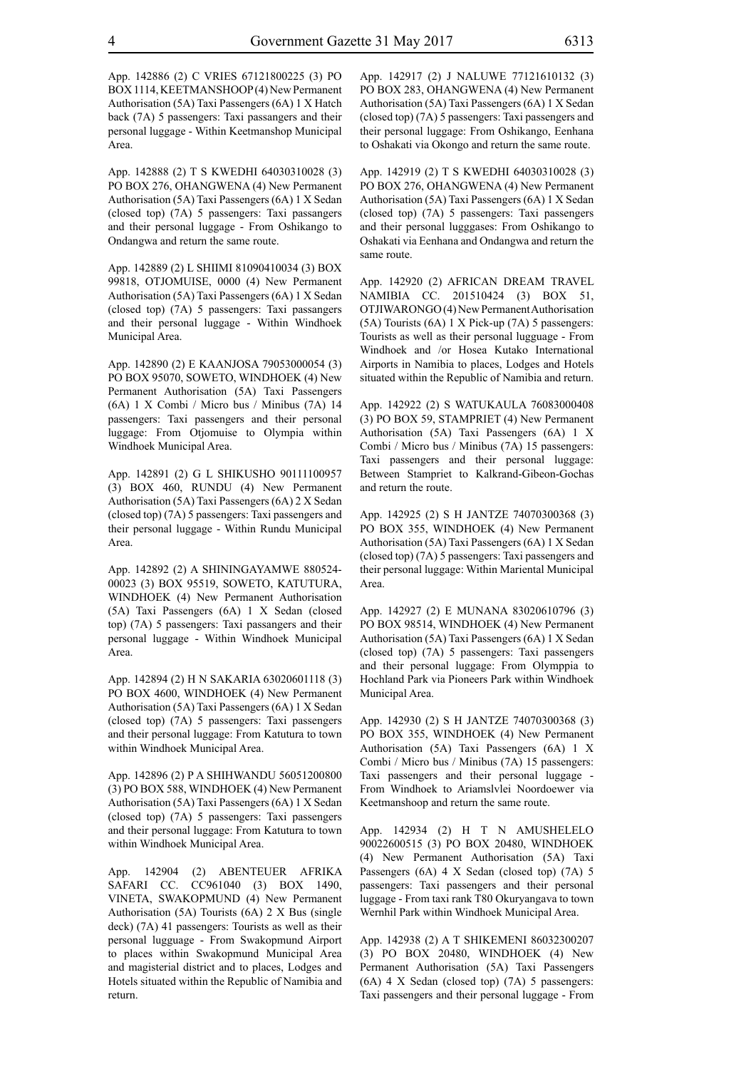App. 142886 (2) C VRIES 67121800225 (3) PO BOX 1114, KEETMANSHOOP (4) New Permanent Authorisation (5A) Taxi Passengers (6A) 1 X Hatch back (7A) 5 passengers: Taxi passangers and their personal luggage - Within Keetmanshop Municipal Area.

App. 142888 (2) T S KWEDHI 64030310028 (3) PO BOX 276, OHANGWENA (4) New Permanent Authorisation (5A) Taxi Passengers (6A) 1 X Sedan (closed top) (7A) 5 passengers: Taxi passangers and their personal luggage - From Oshikango to Ondangwa and return the same route.

App. 142889 (2) L SHIIMI 81090410034 (3) BOX 99818, OTJOMUISE, 0000 (4) New Permanent Authorisation (5A) Taxi Passengers (6A) 1 X Sedan (closed top) (7A) 5 passengers: Taxi passangers and their personal luggage - Within Windhoek Municipal Area.

App. 142890 (2) E KAANJOSA 79053000054 (3) PO BOX 95070, SOWETO, WINDHOEK (4) New Permanent Authorisation (5A) Taxi Passengers (6A) 1 X Combi / Micro bus / Minibus (7A) 14 passengers: Taxi passengers and their personal luggage: From Otjomuise to Olympia within Windhoek Municipal Area.

App. 142891 (2) G L SHIKUSHO 90111100957 (3) BOX 460, RUNDU (4) New Permanent Authorisation (5A) Taxi Passengers (6A) 2 X Sedan (closed top) (7A) 5 passengers: Taxi passengers and their personal luggage - Within Rundu Municipal Area.

App. 142892 (2) A SHININGAYAMWE 880524-00023 (3) BOX 95519, SOWETO, KATUTURA, WINDHOEK (4) New Permanent Authorisation (5A) Taxi Passengers (6A) 1 X Sedan (closed top) (7A) 5 passengers: Taxi passangers and their personal luggage - Within Windhoek Municipal Area.

App. 142894 (2) H N SAKARIA 63020601118 (3) PO BOX 4600, WINDHOEK (4) New Permanent Authorisation (5A) Taxi Passengers (6A) 1 X Sedan (closed top) (7A) 5 passengers: Taxi passengers and their personal luggage: From Katutura to town within Windhoek Municipal Area.

App. 142896 (2) P A SHIHWANDU 56051200800 (3) PO BOX 588, WINDHOEK (4) New Permanent Authorisation (5A) Taxi Passengers (6A) 1 X Sedan (closed top) (7A) 5 passengers: Taxi passengers and their personal luggage: From Katutura to town within Windhoek Municipal Area.

App. 142904 (2) ABENTEUER AFRIKA SAFARI CC. CC961040 (3) BOX 1490, VINETA, SWAKOPMUND (4) New Permanent Authorisation (5A) Tourists (6A) 2 X Bus (single deck) (7A) 41 passengers: Tourists as well as their personal lugguage - From Swakopmund Airport to places within Swakopmund Municipal Area and magisterial district and to places, Lodges and Hotels situated within the Republic of Namibia and return.

App. 142917 (2) J NALUWE 77121610132 (3) PO BOX 283, OHANGWENA (4) New Permanent Authorisation (5A) Taxi Passengers (6A) 1 X Sedan (closed top) (7A) 5 passengers: Taxi passengers and their personal luggage: From Oshikango, Eenhana to Oshakati via Okongo and return the same route.

App. 142919 (2) T S KWEDHI 64030310028 (3) PO BOX 276, OHANGWENA (4) New Permanent Authorisation (5A) Taxi Passengers (6A) 1 X Sedan (closed top) (7A) 5 passengers: Taxi passengers and their personal lugggases: From Oshikango to Oshakati via Eenhana and Ondangwa and return the same route.

App. 142920 (2) AFRICAN DREAM TRAVEL NAMIBIA CC. 201510424 (3) BOX 51, OTJIWARONGO (4) New Permanent Authorisation (5A) Tourists (6A) 1 X Pick-up (7A) 5 passengers: Tourists as well as their personal lugguage - From Windhoek and /or Hosea Kutako International Airports in Namibia to places, Lodges and Hotels situated within the Republic of Namibia and return.

App. 142922 (2) S WATUKAULA 76083000408 (3) PO BOX 59, STAMPRIET (4) New Permanent Authorisation (5A) Taxi Passengers (6A) 1 X Combi / Micro bus / Minibus (7A) 15 passengers: Taxi passengers and their personal luggage: Between Stampriet to Kalkrand-Gibeon-Gochas and return the route.

App. 142925 (2) S H JANTZE 74070300368 (3) PO BOX 355, WINDHOEK (4) New Permanent Authorisation (5A) Taxi Passengers (6A) 1 X Sedan (closed top) (7A) 5 passengers: Taxi passengers and their personal luggage: Within Mariental Municipal Area.

App. 142927 (2) E MUNANA 83020610796 (3) PO BOX 98514, WINDHOEK (4) New Permanent Authorisation (5A) Taxi Passengers (6A) 1 X Sedan (closed top) (7A) 5 passengers: Taxi passengers and their personal luggage: From Olymppia to Hochland Park via Pioneers Park within Windhoek Municipal Area.

App. 142930 (2) S H JANTZE 74070300368 (3) PO BOX 355, WINDHOEK (4) New Permanent Authorisation (5A) Taxi Passengers (6A) 1 X Combi / Micro bus / Minibus (7A) 15 passengers: Taxi passengers and their personal luggage - From Windhoek to Ariamslvlei Noordoewer via Keetmanshoop and return the same route.

App. 142934 (2) H T N AMUSHELELO 90022600515 (3) PO BOX 20480, WINDHOEK (4) New Permanent Authorisation (5A) Taxi Passengers (6A) 4 X Sedan (closed top) (7A) 5 passengers: Taxi passengers and their personal luggage - From taxi rank T80 Okuryangava to town Wernhil Park within Windhoek Municipal Area.

App. 142938 (2) A T SHIKEMENI 86032300207 (3) PO BOX 20480, WINDHOEK (4) New Permanent Authorisation (5A) Taxi Passengers (6A) 4 X Sedan (closed top) (7A) 5 passengers: Taxi passengers and their personal luggage - From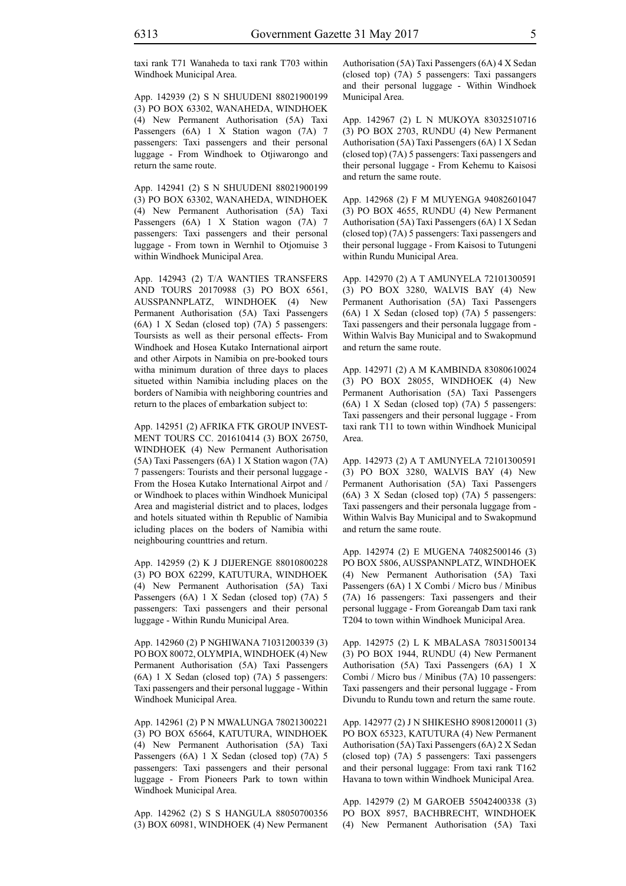taxi rank T71 Wanaheda to taxi rank T703 within Windhoek Municipal Area.

App. 142939 (2) S N SHUUDENI 88021900199 (3) PO BOX 63302, WANAHEDA, WINDHOEK (4) New Permanent Authorisation (5A) Taxi Passengers (6A) 1 X Station wagon (7A) 7 passengers: Taxi passengers and their personal luggage - From Windhoek to Otjiwarongo and return the same route.

App. 142941 (2) S N SHUUDENI 88021900199 (3) PO BOX 63302, WANAHEDA, WINDHOEK (4) New Permanent Authorisation (5A) Taxi Passengers (6A) 1 X Station wagon (7A) 7 passengers: Taxi passengers and their personal luggage - From town in Wernhil to Otjomuise 3 within Windhoek Municipal Area.

App. 142943 (2) T/A WANTIES TRANSFERS AND TOURS 20170988 (3) PO BOX 6561, AUSSPANNPLATZ, WINDHOEK (4) New Permanent Authorisation (5A) Taxi Passengers (6A) 1 X Sedan (closed top) (7A) 5 passengers: Toursists as well as their personal effects- From Windhoek and Hosea Kutako International airport and other Airpots in Namibia on pre-booked tours witha minimum duration of three days to places situeted within Namibia including places on the borders of Namibia with neighboring countries and return to the places of embarkation subject to:

App. 142951 (2) AFRIKA FTK GROUP INVESTMENT TOURS CC. 201610414 (3) BOX 26750, WINDHOEK (4) New Permanent Authorisation (5A) Taxi Passengers (6A) 1 X Station wagon (7A) 7 passengers: Tourists and their personal luggage - From the Hosea Kutako International Airpot and / or Windhoek to places within Windhoek Municipal Area and magisterial district and to places, lodges and hotels situated within th Republic of Namibia icluding places on the boders of Namibia withi neighbouring counttries and return.

App. 142959 (2) K J DIJERENGE 88010800228 (3) PO BOX 62299, KATUTURA, WINDHOEK (4) New Permanent Authorisation (5A) Taxi Passengers (6A) 1 X Sedan (closed top) (7A) 5 passengers: Taxi passengers and their personal luggage - Within Rundu Municipal Area.

App. 142960 (2) P NGHIWANA 71031200339 (3) PO BOX 80072, OLYMPIA, WINDHOEK (4) New Permanent Authorisation (5A) Taxi Passengers (6A) 1 X Sedan (closed top) (7A) 5 passengers: Taxi passengers and their personal luggage - Within Windhoek Municipal Area.

App. 142961 (2) P N MWALUNGA 78021300221 (3) PO BOX 65664, KATUTURA, WINDHOEK (4) New Permanent Authorisation (5A) Taxi Passengers (6A) 1 X Sedan (closed top) (7A) 5 passengers: Taxi passengers and their personal luggage - From Pioneers Park to town within Windhoek Municipal Area.

App. 142962 (2) S S HANGULA 88050700356 (3) BOX 60981, WINDHOEK (4) New Permanent Authorisation (5A) Taxi Passengers (6A) 4 X Sedan (closed top) (7A) 5 passengers: Taxi passangers and their personal luggage - Within Windhoek Municipal Area.

App. 142967 (2) L N MUKOYA 83032510716 (3) PO BOX 2703, RUNDU (4) New Permanent Authorisation (5A) Taxi Passengers (6A) 1 X Sedan (closed top) (7A) 5 passengers: Taxi passengers and their personal luggage - From Kehemu to Kaisosi and return the same route.

App. 142968 (2) F M MUYENGA 94082601047 (3) PO BOX 4655, RUNDU (4) New Permanent Authorisation (5A) Taxi Passengers (6A) 1 X Sedan (closed top) (7A) 5 passengers: Taxi passengers and their personal luggage - From Kaisosi to Tutungeni within Rundu Municipal Area.

App. 142970 (2) A T AMUNYELA 72101300591 (3) PO BOX 3280, WALVIS BAY (4) New Permanent Authorisation (5A) Taxi Passengers (6A) 1 X Sedan (closed top) (7A) 5 passengers: Taxi passengers and their personala luggage from - Within Walvis Bay Municipal and to Swakopmund and return the same route.

App. 142971 (2) A M KAMBINDA 83080610024 (3) PO BOX 28055, WINDHOEK (4) New Permanent Authorisation (5A) Taxi Passengers (6A) 1 X Sedan (closed top) (7A) 5 passengers: Taxi passengers and their personal luggage - From taxi rank T11 to town within Windhoek Municipal Area.

App. 142973 (2) A T AMUNYELA 72101300591 (3) PO BOX 3280, WALVIS BAY (4) New Permanent Authorisation (5A) Taxi Passengers (6A) 3 X Sedan (closed top) (7A) 5 passengers: Taxi passengers and their personala luggage from - Within Walvis Bay Municipal and to Swakopmund and return the same route.

App. 142974 (2) E MUGENA 74082500146 (3) PO BOX 5806, AUSSPANNPLATZ, WINDHOEK (4) New Permanent Authorisation (5A) Taxi Passengers (6A) 1 X Combi / Micro bus / Minibus (7A) 16 passengers: Taxi passengers and their personal luggage - From Goreangab Dam taxi rank T204 to town within Windhoek Municipal Area.

App. 142975 (2) L K MBALASA 78031500134 (3) PO BOX 1944, RUNDU (4) New Permanent Authorisation (5A) Taxi Passengers (6A) 1 X Combi / Micro bus / Minibus (7A) 10 passengers: Taxi passengers and their personal luggage - From Divundu to Rundu town and return the same route.

App. 142977 (2) J N SHIKESHO 89081200011 (3) PO BOX 65323, KATUTURA (4) New Permanent Authorisation (5A) Taxi Passengers (6A) 2 X Sedan (closed top) (7A) 5 passengers: Taxi passengers and their personal luggage: From taxi rank T162 Havana to town within Windhoek Municipal Area.

App. 142979 (2) M GAROEB 55042400338 (3) PO BOX 8957, BACHBRECHT, WINDHOEK (4) New Permanent Authorisation (5A) Taxi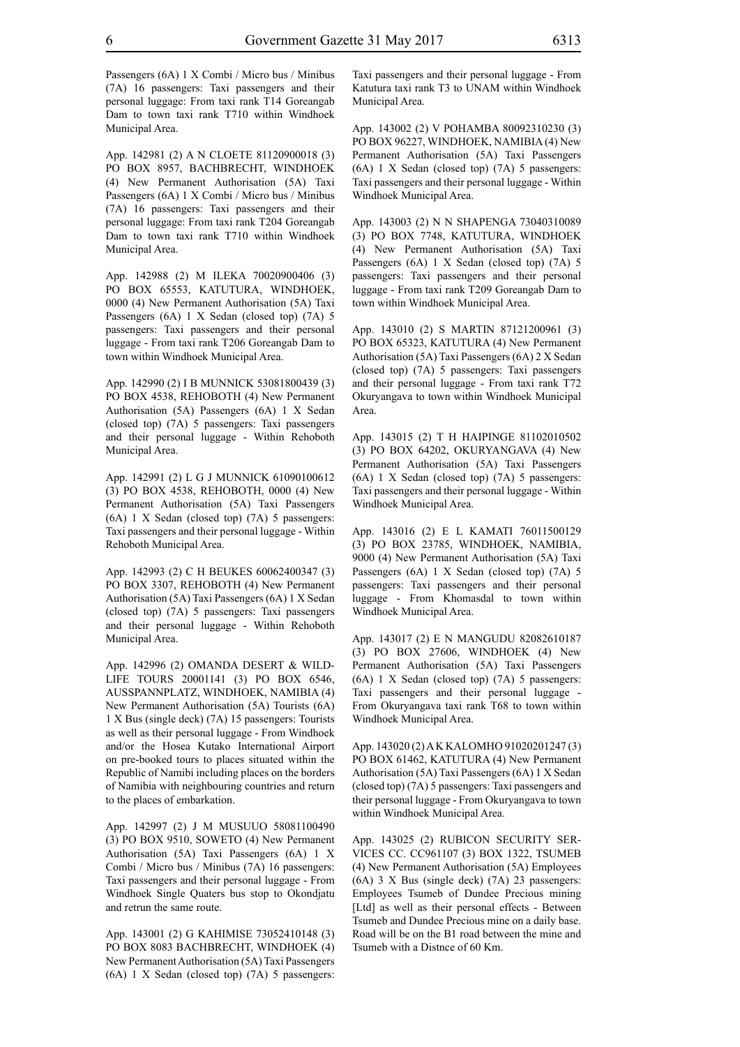Passengers (6A) 1 X Combi / Micro bus / Minibus (7A) 16 passengers: Taxi passengers and their personal luggage: From taxi rank T14 Goreangab Dam to town taxi rank T710 within Windhoek Municipal Area.

App. 142981 (2) A N CLOETE 81120900018 (3) PO BOX 8957, BACHBRECHT, WINDHOEK (4) New Permanent Authorisation (5A) Taxi Passengers (6A) 1 X Combi / Micro bus / Minibus (7A) 16 passengers: Taxi passengers and their personal luggage: From taxi rank T204 Goreangab Dam to town taxi rank T710 within Windhoek Municipal Area.

App. 142988 (2) M ILEKA 70020900406 (3) PO BOX 65553, KATUTURA, WINDHOEK, 0000 (4) New Permanent Authorisation (5A) Taxi Passengers (6A) 1 X Sedan (closed top) (7A) 5 passengers: Taxi passengers and their personal luggage - From taxi rank T206 Goreangab Dam to town within Windhoek Municipal Area.

App. 142990 (2) I B MUNNICK 53081800439 (3) PO BOX 4538, REHOBOTH (4) New Permanent Authorisation (5A) Passengers (6A) 1 X Sedan (closed top) (7A) 5 passengers: Taxi passengers and their personal luggage - Within Rehoboth Municipal Area.

App. 142991 (2) L G J MUNNICK 61090100612 (3) PO BOX 4538, REHOBOTH, 0000 (4) New Permanent Authorisation (5A) Taxi Passengers (6A) 1 X Sedan (closed top) (7A) 5 passengers: Taxi passengers and their personal luggage - Within Rehoboth Municipal Area.

App. 142993 (2) C H BEUKES 60062400347 (3) PO BOX 3307, REHOBOTH (4) New Permanent Authorisation (5A) Taxi Passengers (6A) 1 X Sedan (closed top) (7A) 5 passengers: Taxi passengers and their personal luggage - Within Rehoboth Municipal Area.

App. 142996 (2) OMANDA DESERT & WILD-LIFE TOURS 20001141 (3) PO BOX 6546, AUSSPANNPLATZ, WINDHOEK, NAMIBIA (4) New Permanent Authorisation (5A) Tourists (6A) 1 X Bus (single deck) (7A) 15 passengers: Tourists as well as their personal luggage - From Windhoek and/or the Hosea Kutako International Airport on pre-booked tours to places situated within the Republic of Namibi including places on the borders of Namibia with neighbouring countries and return to the places of embarkation.

App. 142997 (2) J M MUSUUO 58081100490 (3) PO BOX 9510, SOWETO (4) New Permanent Authorisation (5A) Taxi Passengers (6A) 1 X Combi / Micro bus / Minibus (7A) 16 passengers: Taxi passengers and their personal luggage - From Windhoek Single Quaters bus stop to Okondjatu and retrun the same route.

App. 143001 (2) G KAHIMISE 73052410148 (3) PO BOX 8083 BACHBRECHT, WINDHOEK (4) New Permanent Authorisation (5A) Taxi Passengers (6A) 1 X Sedan (closed top) (7A) 5 passengers: Taxi passengers and their personal luggage - From Katutura taxi rank T3 to UNAM within Windhoek Municipal Area.

App. 143002 (2) V POHAMBA 80092310230 (3) PO BOX 96227, WINDHOEK, NAMIBIA (4) New Permanent Authorisation (5A) Taxi Passengers (6A) 1 X Sedan (closed top) (7A) 5 passengers: Taxi passengers and their personal luggage - Within Windhoek Municipal Area.

App. 143003 (2) N N SHAPENGA 73040310089 (3) PO BOX 7748, KATUTURA, WINDHOEK (4) New Permanent Authorisation (5A) Taxi Passengers (6A) 1 X Sedan (closed top) (7A) 5 passengers: Taxi passengers and their personal luggage - From taxi rank T209 Goreangab Dam to town within Windhoek Municipal Area.

App. 143010 (2) S MARTIN 87121200961 (3) PO BOX 65323, KATUTURA (4) New Permanent Authorisation (5A) Taxi Passengers (6A) 2 X Sedan (closed top) (7A) 5 passengers: Taxi passengers and their personal luggage - From taxi rank T72 Okuryangava to town within Windhoek Municipal Area.

App. 143015 (2) T H HAIPINGE 81102010502 (3) PO BOX 64202, OKURYANGAVA (4) New Permanent Authorisation (5A) Taxi Passengers (6A) 1 X Sedan (closed top) (7A) 5 passengers: Taxi passengers and their personal luggage - Within Windhoek Municipal Area.

App. 143016 (2) E L KAMATI 76011500129 (3) PO BOX 23785, WINDHOEK, NAMIBIA, 9000 (4) New Permanent Authorisation (5A) Taxi Passengers (6A) 1 X Sedan (closed top) (7A) 5 passengers: Taxi passengers and their personal luggage - From Khomasdal to town within Windhoek Municipal Area.

App. 143017 (2) E N MANGUDU 82082610187 (3) PO BOX 27606, WINDHOEK (4) New Permanent Authorisation (5A) Taxi Passengers (6A) 1 X Sedan (closed top) (7A) 5 passengers: Taxi passengers and their personal luggage - From Okuryangava taxi rank T68 to town within Windhoek Municipal Area.

App. 143020 (2) A K KALOMHO 91020201247 (3) PO BOX 61462, KATUTURA (4) New Permanent Authorisation (5A) Taxi Passengers (6A) 1 X Sedan (closed top) (7A) 5 passengers: Taxi passengers and their personal luggage - From Okuryangava to town within Windhoek Municipal Area.

App. 143025 (2) RUBICON SECURITY SER-VICES CC. CC961107 (3) BOX 1322, TSUMEB (4) New Permanent Authorisation (5A) Employees (6A) 3 X Bus (single deck) (7A) 23 passengers: Employees Tsumeb of Dundee Precious mining [Ltd] as well as their personal effects - Between Tsumeb and Dundee Precious mine on a daily base. Road will be on the B1 road between the mine and Tsumeb with a Distnce of 60 Km.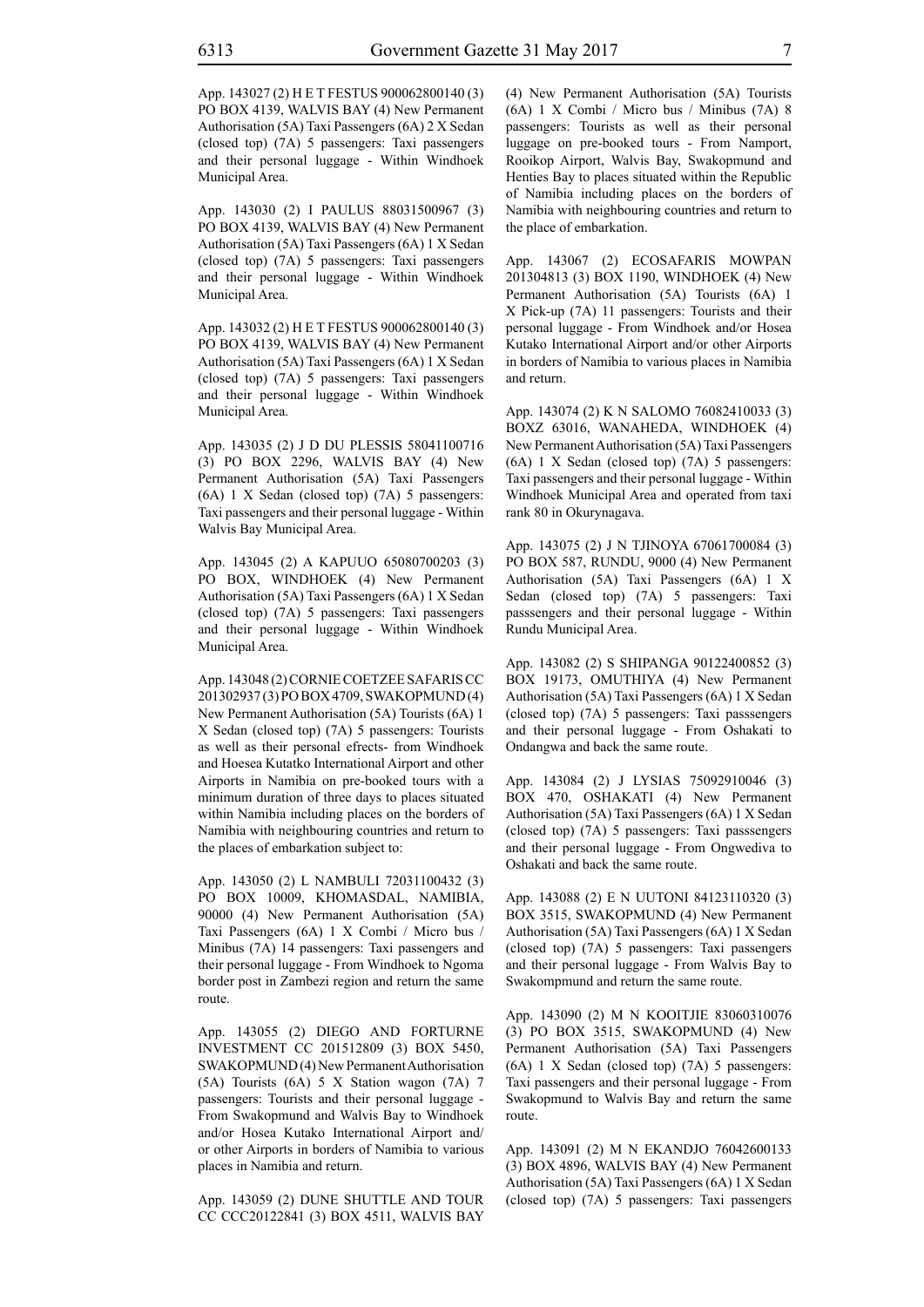App. 143027 (2) H E T FESTUS 900062800140 (3) PO BOX 4139, WALVIS BAY (4) New Permanent Authorisation (5A) Taxi Passengers (6A) 2 X Sedan (closed top) (7A) 5 passengers: Taxi passengers and their personal luggage - Within Windhoek Municipal Area.

App. 143030 (2) I PAULUS 88031500967 (3) PO BOX 4139, WALVIS BAY (4) New Permanent Authorisation (5A) Taxi Passengers (6A) 1 X Sedan (closed top) (7A) 5 passengers: Taxi passengers and their personal luggage - Within Windhoek Municipal Area.

App. 143032 (2) H E T FESTUS 900062800140 (3) PO BOX 4139, WALVIS BAY (4) New Permanent Authorisation (5A) Taxi Passengers (6A) 1 X Sedan (closed top) (7A) 5 passengers: Taxi passengers and their personal luggage - Within Windhoek Municipal Area.

App. 143035 (2) J D DU PLESSIS 58041100716 (3) PO BOX 2296, WALVIS BAY (4) New Permanent Authorisation (5A) Taxi Passengers (6A) 1 X Sedan (closed top) (7A) 5 passengers: Taxi passengers and their personal luggage - Within Walvis Bay Municipal Area.

App. 143045 (2) A KAPUUO 65080700203 (3) PO BOX, WINDHOEK (4) New Permanent Authorisation (5A) Taxi Passengers (6A) 1 X Sedan (closed top) (7A) 5 passengers: Taxi passengers and their personal luggage - Within Windhoek Municipal Area.

App. 143048 (2) CORNIE COETZEE SAFARIS CC 201302937 (3) PO BOX 4709, SWAKOPMUND (4) New Permanent Authorisation (5A) Tourists (6A) 1 X Sedan (closed top) (7A) 5 passengers: Tourists as well as their personal efrects- from Windhoek and Hoesea Kutatko International Airport and other Airports in Namibia on pre-booked tours with a minimum duration of three days to places situated within Namibia including places on the borders of Namibia with neighbouring countries and return to the places of embarkation subject to:

App. 143050 (2) L NAMBULI 72031100432 (3) PO BOX 10009, KHOMASDAL, NAMIBIA, 90000 (4) New Permanent Authorisation (5A) Taxi Passengers (6A) 1 X Combi / Micro bus / Minibus (7A) 14 passengers: Taxi passengers and their personal luggage - From Windhoek to Ngoma border post in Zambezi region and return the same route.

App. 143055 (2) DIEGO AND FORTURNE INVESTMENT CC 201512809 (3) BOX 5450, SWAKOPMUND (4) New Permanent Authorisation (5A) Tourists (6A) 5 X Station wagon (7A) 7 passengers: Tourists and their personal luggage - From Swakopmund and Walvis Bay to Windhoek and/or Hosea Kutako International Airport and/ or other Airports in borders of Namibia to various places in Namibia and return.

App. 143059 (2) DUNE SHUTTLE AND TOUR CC CCC20122841 (3) BOX 4511, WALVIS BAY (4) New Permanent Authorisation (5A) Tourists (6A) 1 X Combi / Micro bus / Minibus (7A) 8 passengers: Tourists as well as their personal luggage on pre-booked tours - From Namport, Rooikop Airport, Walvis Bay, Swakopmund and Henties Bay to places situated within the Republic of Namibia including places on the borders of Namibia with neighbouring countries and return to the place of embarkation.

App. 143067 (2) ECOSAFARIS MOWPAN 201304813 (3) BOX 1190, WINDHOEK (4) New Permanent Authorisation (5A) Tourists (6A) 1 X Pick-up (7A) 11 passengers: Tourists and their personal luggage - From Windhoek and/or Hosea Kutako International Airport and/or other Airports in borders of Namibia to various places in Namibia and return.

App. 143074 (2) K N SALOMO 76082410033 (3) BOXZ 63016, WANAHEDA, WINDHOEK (4) New Permanent Authorisation (5A) Taxi Passengers (6A) 1 X Sedan (closed top) (7A) 5 passengers: Taxi passengers and their personal luggage - Within Windhoek Municipal Area and operated from taxi rank 80 in Okurynagava.

App. 143075 (2) J N TJINOYA 67061700084 (3) PO BOX 587, RUNDU, 9000 (4) New Permanent Authorisation (5A) Taxi Passengers (6A) 1 X Sedan (closed top) (7A) 5 passengers: Taxi passsengers and their personal luggage - Within Rundu Municipal Area.

App. 143082 (2) S SHIPANGA 90122400852 (3) BOX 19173, OMUTHIYA (4) New Permanent Authorisation (5A) Taxi Passengers (6A) 1 X Sedan (closed top) (7A) 5 passengers: Taxi passsengers and their personal luggage - From Oshakati to Ondangwa and back the same route.

App. 143084 (2) J LYSIAS 75092910046 (3) BOX 470, OSHAKATI (4) New Permanent Authorisation (5A) Taxi Passengers (6A) 1 X Sedan (closed top) (7A) 5 passengers: Taxi passsengers and their personal luggage - From Ongwediva to Oshakati and back the same route.

App. 143088 (2) E N UUTONI 84123110320 (3) BOX 3515, SWAKOPMUND (4) New Permanent Authorisation (5A) Taxi Passengers (6A) 1 X Sedan (closed top) (7A) 5 passengers: Taxi passengers and their personal luggage - From Walvis Bay to Swakompmund and return the same route.

App. 143090 (2) M N KOOITJIE 83060310076 (3) PO BOX 3515, SWAKOPMUND (4) New Permanent Authorisation (5A) Taxi Passengers (6A) 1 X Sedan (closed top) (7A) 5 passengers: Taxi passengers and their personal luggage - From Swakopmund to Walvis Bay and return the same route.

App. 143091 (2) M N EKANDJO 76042600133 (3) BOX 4896, WALVIS BAY (4) New Permanent Authorisation (5A) Taxi Passengers (6A) 1 X Sedan (closed top) (7A) 5 passengers: Taxi passengers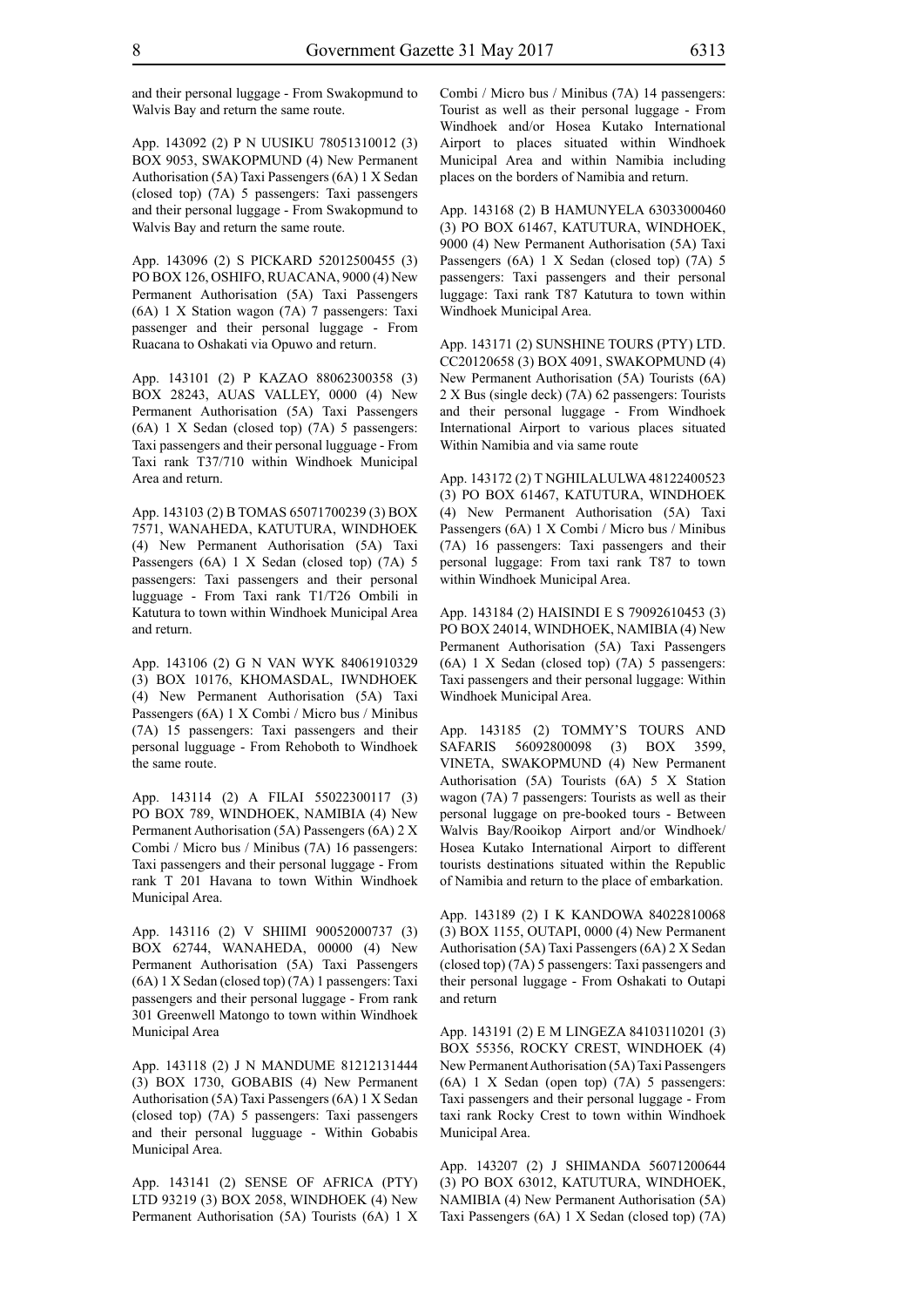and their personal luggage - From Swakopmund to Walvis Bay and return the same route.

App. 143092 (2) P N UUSIKU 78051310012 (3) BOX 9053, SWAKOPMUND (4) New Permanent Authorisation (5A) Taxi Passengers (6A) 1 X Sedan (closed top) (7A) 5 passengers: Taxi passengers and their personal luggage - From Swakopmund to Walvis Bay and return the same route.

App. 143096 (2) S PICKARD 52012500455 (3) PO BOX 126, OSHIFO, RUACANA, 9000 (4) New Permanent Authorisation (5A) Taxi Passengers (6A) 1 X Station wagon (7A) 7 passengers: Taxi passenger and their personal luggage - From Ruacana to Oshakati via Opuwo and return.

App. 143101 (2) P KAZAO 88062300358 (3) BOX 28243, AUAS VALLEY, 0000 (4) New Permanent Authorisation (5A) Taxi Passengers (6A) 1 X Sedan (closed top) (7A) 5 passengers: Taxi passengers and their personal lugguage - From Taxi rank T37/710 within Windhoek Municipal Area and return.

App. 143103 (2) B TOMAS 65071700239 (3) BOX 7571, WANAHEDA, KATUTURA, WINDHOEK (4) New Permanent Authorisation (5A) Taxi Passengers (6A) 1 X Sedan (closed top) (7A) 5 passengers: Taxi passengers and their personal lugguage - From Taxi rank T1/T26 Ombili in Katutura to town within Windhoek Municipal Area and return.

App. 143106 (2) G N VAN WYK 84061910329 (3) BOX 10176, KHOMASDAL, IWNDHOEK (4) New Permanent Authorisation (5A) Taxi Passengers (6A) 1 X Combi / Micro bus / Minibus (7A) 15 passengers: Taxi passengers and their personal lugguage - From Rehoboth to Windhoek the same route.

App. 143114 (2) A FILAI 55022300117 (3) PO BOX 789, WINDHOEK, NAMIBIA (4) New Permanent Authorisation (5A) Passengers (6A) 2 X Combi / Micro bus / Minibus (7A) 16 passengers: Taxi passengers and their personal luggage - From rank T 201 Havana to town Within Windhoek Municipal Area.

App. 143116 (2) V SHIIMI 90052000737 (3) BOX 62744, WANAHEDA, 00000 (4) New Permanent Authorisation (5A) Taxi Passengers (6A) 1 X Sedan (closed top) (7A) 1 passengers: Taxi passengers and their personal luggage - From rank 301 Greenwell Matongo to town within Windhoek Municipal Area

App. 143118 (2) J N MANDUME 81212131444 (3) BOX 1730, GOBABIS (4) New Permanent Authorisation (5A) Taxi Passengers (6A) 1 X Sedan (closed top) (7A) 5 passengers: Taxi passengers and their personal lugguage - Within Gobabis Municipal Area.

App. 143141 (2) SENSE OF AFRICA (PTY) LTD 93219 (3) BOX 2058, WINDHOEK (4) New Permanent Authorisation (5A) Tourists (6A) 1 X Combi / Micro bus / Minibus (7A) 14 passengers: Tourist as well as their personal luggage - From Windhoek and/or Hosea Kutako International Airport to places situated within Windhoek Municipal Area and within Namibia including places on the borders of Namibia and return.

App. 143168 (2) B HAMUNYELA 63033000460 (3) PO BOX 61467, KATUTURA, WINDHOEK, 9000 (4) New Permanent Authorisation (5A) Taxi Passengers (6A) 1 X Sedan (closed top) (7A) 5 passengers: Taxi passengers and their personal luggage: Taxi rank T87 Katutura to town within Windhoek Municipal Area.

App. 143171 (2) SUNSHINE TOURS (PTY) LTD. CC20120658 (3) BOX 4091, SWAKOPMUND (4) New Permanent Authorisation (5A) Tourists (6A) 2 X Bus (single deck) (7A) 62 passengers: Tourists and their personal luggage - From Windhoek International Airport to various places situated Within Namibia and via same route

App. 143172 (2) T NGHILALULWA 48122400523 (3) PO BOX 61467, KATUTURA, WINDHOEK (4) New Permanent Authorisation (5A) Taxi Passengers (6A) 1 X Combi / Micro bus / Minibus (7A) 16 passengers: Taxi passengers and their personal luggage: From taxi rank T87 to town within Windhoek Municipal Area.

App. 143184 (2) HAISINDI E S 79092610453 (3) PO BOX 24014, WINDHOEK, NAMIBIA (4) New Permanent Authorisation (5A) Taxi Passengers (6A) 1 X Sedan (closed top) (7A) 5 passengers: Taxi passengers and their personal luggage: Within Windhoek Municipal Area.

App. 143185 (2) TOMMY'S TOURS AND SAFARIS 56092800098 (3) BOX 3599, VINETA, SWAKOPMUND (4) New Permanent Authorisation (5A) Tourists (6A) 5 X Station wagon (7A) 7 passengers: Tourists as well as their personal luggage on pre-booked tours - Between Walvis Bay/Rooikop Airport and/or Windhoek/ Hosea Kutako International Airport to different tourists destinations situated within the Republic of Namibia and return to the place of embarkation.

App. 143189 (2) I K KANDOWA 84022810068 (3) BOX 1155, OUTAPI, 0000 (4) New Permanent Authorisation (5A) Taxi Passengers (6A) 2 X Sedan (closed top) (7A) 5 passengers: Taxi passengers and their personal luggage - From Oshakati to Outapi and return

App. 143191 (2) E M LINGEZA 84103110201 (3) BOX 55356, ROCKY CREST, WINDHOEK (4) New Permanent Authorisation (5A) Taxi Passengers (6A) 1 X Sedan (open top) (7A) 5 passengers: Taxi passengers and their personal luggage - From taxi rank Rocky Crest to town within Windhoek Municipal Area.

App. 143207 (2) J SHIMANDA 56071200644 (3) PO BOX 63012, KATUTURA, WINDHOEK, NAMIBIA (4) New Permanent Authorisation (5A) Taxi Passengers (6A) 1 X Sedan (closed top) (7A)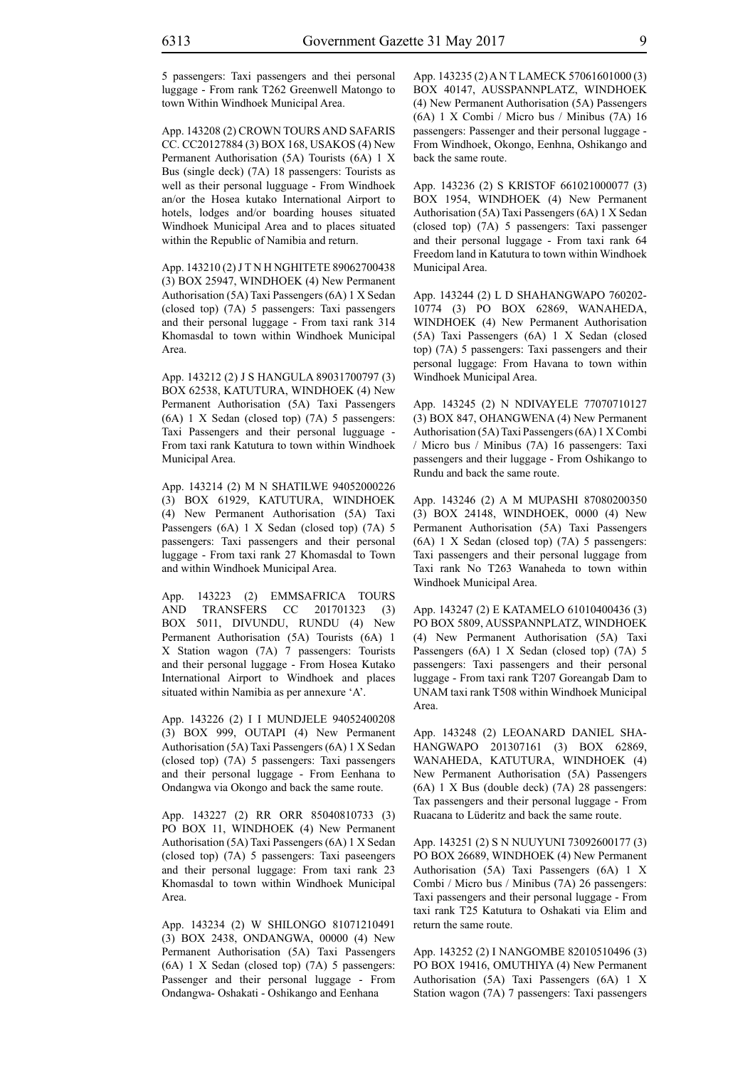5 passengers: Taxi passengers and thei personal luggage - From rank T262 Greenwell Matongo to town Within Windhoek Municipal Area.

App. 143208 (2) CROWN TOURS AND SAFARIS CC. CC20127884 (3) BOX 168, USAKOS (4) New Permanent Authorisation (5A) Tourists (6A) 1 X Bus (single deck) (7A) 18 passengers: Tourists as well as their personal lugguage - From Windhoek an/or the Hosea kutako International Airport to hotels, lodges and/or boarding houses situated Windhoek Municipal Area and to places situated within the Republic of Namibia and return.

App. 143210 (2) J T N H NGHITETE 89062700438 (3) BOX 25947, WINDHOEK (4) New Permanent Authorisation (5A) Taxi Passengers (6A) 1 X Sedan (closed top) (7A) 5 passengers: Taxi passengers and their personal luggage - From taxi rank 314 Khomasdal to town within Windhoek Municipal Area.

App. 143212 (2) J S HANGULA 89031700797 (3) BOX 62538, KATUTURA, WINDHOEK (4) New Permanent Authorisation (5A) Taxi Passengers (6A) 1 X Sedan (closed top) (7A) 5 passengers: Taxi Passengers and their personal lugguage - From taxi rank Katutura to town within Windhoek Municipal Area.

App. 143214 (2) M N SHATILWE 94052000226 (3) BOX 61929, KATUTURA, WINDHOEK (4) New Permanent Authorisation (5A) Taxi Passengers (6A) 1 X Sedan (closed top) (7A) 5 passengers: Taxi passengers and their personal luggage - From taxi rank 27 Khomasdal to Town and within Windhoek Municipal Area.

App. 143223 (2) EMMSAFRICA TOURS AND TRANSFERS CC 201701323 (3) BOX 5011, DIVUNDU, RUNDU (4) New Permanent Authorisation (5A) Tourists (6A) 1 X Station wagon (7A) 7 passengers: Tourists and their personal luggage - From Hosea Kutako International Airport to Windhoek and places situated within Namibia as per annexure 'A'.

App. 143226 (2) I I MUNDJELE 94052400208 (3) BOX 999, OUTAPI (4) New Permanent Authorisation (5A) Taxi Passengers (6A) 1 X Sedan (closed top) (7A) 5 passengers: Taxi passengers and their personal luggage - From Eenhana to Ondangwa via Okongo and back the same route.

App. 143227 (2) RR ORR 85040810733 (3) PO BOX 11, WINDHOEK (4) New Permanent Authorisation (5A) Taxi Passengers (6A) 1 X Sedan (closed top) (7A) 5 passengers: Taxi paseengers and their personal luggage: From taxi rank 23 Khomasdal to town within Windhoek Municipal Area.

App. 143234 (2) W SHILONGO 81071210491 (3) BOX 2438, ONDANGWA, 00000 (4) New Permanent Authorisation (5A) Taxi Passengers (6A) 1 X Sedan (closed top) (7A) 5 passengers: Passenger and their personal luggage - From Ondangwa- Oshakati - Oshikango and Eenhana

App. 143235 (2) A N T LAMECK 57061601000 (3) BOX 40147, AUSSPANNPLATZ, WINDHOEK (4) New Permanent Authorisation (5A) Passengers (6A) 1 X Combi / Micro bus / Minibus (7A) 16 passengers: Passenger and their personal luggage - From Windhoek, Okongo, Eenhna, Oshikango and back the same route.

App. 143236 (2) S KRISTOF 661021000077 (3) BOX 1954, WINDHOEK (4) New Permanent Authorisation (5A) Taxi Passengers (6A) 1 X Sedan (closed top) (7A) 5 passengers: Taxi passenger and their personal luggage - From taxi rank 64 Freedom land in Katutura to town within Windhoek Municipal Area.

App. 143244 (2) L D SHAHANGWAPO 760202-10774 (3) PO BOX 62869, WANAHEDA, WINDHOEK (4) New Permanent Authorisation (5A) Taxi Passengers (6A) 1 X Sedan (closed top) (7A) 5 passengers: Taxi passengers and their personal luggage: From Havana to town within Windhoek Municipal Area.

App. 143245 (2) N NDIVAYELE 77070710127 (3) BOX 847, OHANGWENA (4) New Permanent Authorisation (5A) Taxi Passengers (6A) 1 X Combi / Micro bus / Minibus (7A) 16 passengers: Taxi passengers and their luggage - From Oshikango to Rundu and back the same route.

App. 143246 (2) A M MUPASHI 87080200350 (3) BOX 24148, WINDHOEK, 0000 (4) New Permanent Authorisation (5A) Taxi Passengers (6A) 1 X Sedan (closed top) (7A) 5 passengers: Taxi passengers and their personal luggage from Taxi rank No T263 Wanaheda to town within Windhoek Municipal Area.

App. 143247 (2) E KATAMELO 61010400436 (3) PO BOX 5809, AUSSPANNPLATZ, WINDHOEK (4) New Permanent Authorisation (5A) Taxi Passengers (6A) 1 X Sedan (closed top) (7A) 5 passengers: Taxi passengers and their personal luggage - From taxi rank T207 Goreangab Dam to UNAM taxi rank T508 within Windhoek Municipal Area.

App. 143248 (2) LEOANARD DANIEL SHA-HANGWAPO 201307161 (3) BOX 62869, WANAHEDA, KATUTURA, WINDHOEK (4) New Permanent Authorisation (5A) Passengers (6A) 1 X Bus (double deck) (7A) 28 passengers: Tax passengers and their personal luggage - From Ruacana to Lüderitz and back the same route.

App. 143251 (2) S N NUUYUNI 73092600177 (3) PO BOX 26689, WINDHOEK (4) New Permanent Authorisation (5A) Taxi Passengers (6A) 1 X Combi / Micro bus / Minibus (7A) 26 passengers: Taxi passengers and their personal luggage - From taxi rank T25 Katutura to Oshakati via Elim and return the same route.

App. 143252 (2) I NANGOMBE 82010510496 (3) PO BOX 19416, OMUTHIYA (4) New Permanent Authorisation (5A) Taxi Passengers (6A) 1 X Station wagon (7A) 7 passengers: Taxi passengers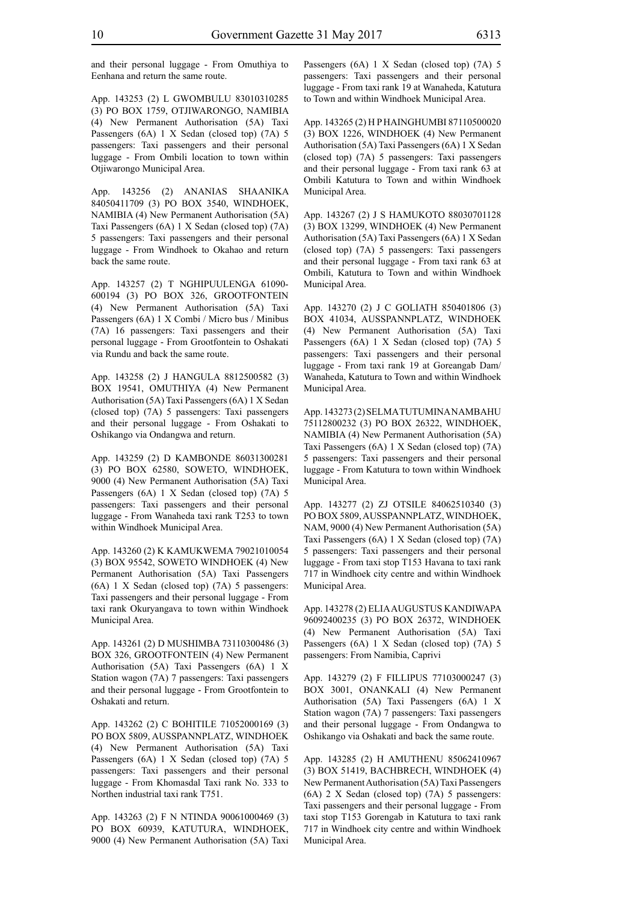and their personal luggage - From Omuthiya to Eenhana and return the same route.

App. 143253 (2) L GWOMBULU 83010310285 (3) PO BOX 1759, OTJIWARONGO, NAMIBIA (4) New Permanent Authorisation (5A) Taxi Passengers (6A) 1 X Sedan (closed top) (7A) 5 passengers: Taxi passengers and their personal luggage - From Ombili location to town within Otjiwarongo Municipal Area.

App. 143256 (2) ANANIAS SHAANIKA 84050411709 (3) PO BOX 3540, WINDHOEK, NAMIBIA (4) New Permanent Authorisation (5A) Taxi Passengers (6A) 1 X Sedan (closed top) (7A) 5 passengers: Taxi passengers and their personal luggage - From Windhoek to Okahao and return back the same route.

App. 143257 (2) T NGHIPUULENGA 61090-600194 (3) PO BOX 326, GROOTFONTEIN (4) New Permanent Authorisation (5A) Taxi Passengers (6A) 1 X Combi / Micro bus / Minibus (7A) 16 passengers: Taxi passengers and their personal luggage - From Grootfontein to Oshakati via Rundu and back the same route.

App. 143258 (2) J HANGULA 8812500582 (3) BOX 19541, OMUTHIYA (4) New Permanent Authorisation (5A) Taxi Passengers (6A) 1 X Sedan (closed top) (7A) 5 passengers: Taxi passengers and their personal luggage - From Oshakati to Oshikango via Ondangwa and return.

App. 143259 (2) D KAMBONDE 86031300281 (3) PO BOX 62580, SOWETO, WINDHOEK, 9000 (4) New Permanent Authorisation (5A) Taxi Passengers (6A) 1 X Sedan (closed top) (7A) 5 passengers: Taxi passengers and their personal luggage - From Wanaheda taxi rank T253 to town within Windhoek Municipal Area.

App. 143260 (2) K KAMUKWEMA 79021010054 (3) BOX 95542, SOWETO WINDHOEK (4) New Permanent Authorisation (5A) Taxi Passengers (6A) 1 X Sedan (closed top) (7A) 5 passengers: Taxi passengers and their personal luggage - From taxi rank Okuryangava to town within Windhoek Municipal Area.

App. 143261 (2) D MUSHIMBA 73110300486 (3) BOX 326, GROOTFONTEIN (4) New Permanent Authorisation (5A) Taxi Passengers (6A) 1 X Station wagon (7A) 7 passengers: Taxi passengers and their personal luggage - From Grootfontein to Oshakati and return.

App. 143262 (2) C BOHITILE 71052000169 (3) PO BOX 5809, AUSSPANNPLATZ, WINDHOEK (4) New Permanent Authorisation (5A) Taxi Passengers (6A) 1 X Sedan (closed top) (7A) 5 passengers: Taxi passengers and their personal luggage - From Khomasdal Taxi rank No. 333 to Northen industrial taxi rank T751.

App. 143263 (2) F N NTINDA 90061000469 (3) PO BOX 60939, KATUTURA, WINDHOEK, 9000 (4) New Permanent Authorisation (5A) Taxi Passengers (6A) 1 X Sedan (closed top) (7A) 5 passengers: Taxi passengers and their personal luggage - From taxi rank 19 at Wanaheda, Katutura to Town and within Windhoek Municipal Area.

App. 143265 (2) H P HAINGHUMBI 87110500020 (3) BOX 1226, WINDHOEK (4) New Permanent Authorisation (5A) Taxi Passengers (6A) 1 X Sedan (closed top) (7A) 5 passengers: Taxi passengers and their personal luggage - From taxi rank 63 at Ombili Katutura to Town and within Windhoek Municipal Area.

App. 143267 (2) J S HAMUKOTO 88030701128 (3) BOX 13299, WINDHOEK (4) New Permanent Authorisation (5A) Taxi Passengers (6A) 1 X Sedan (closed top) (7A) 5 passengers: Taxi passengers and their personal luggage - From taxi rank 63 at Ombili, Katutura to Town and within Windhoek Municipal Area.

App. 143270 (2) J C GOLIATH 850401806 (3) BOX 41034, AUSSPANNPLATZ, WINDHOEK (4) New Permanent Authorisation (5A) Taxi Passengers (6A) 1 X Sedan (closed top) (7A) 5 passengers: Taxi passengers and their personal luggage - From taxi rank 19 at Goreangab Dam/ Wanaheda, Katutura to Town and within Windhoek Municipal Area.

App. 143273 (2) SELMA TUTUMINA NAMBAHU 75112800232 (3) PO BOX 26322, WINDHOEK, NAMIBIA (4) New Permanent Authorisation (5A) Taxi Passengers (6A) 1 X Sedan (closed top) (7A) 5 passengers: Taxi passengers and their personal luggage - From Katutura to town within Windhoek Municipal Area.

App. 143277 (2) ZJ OTSILE 84062510340 (3) PO BOX 5809, AUSSPANNPLATZ, WINDHOEK, NAM, 9000 (4) New Permanent Authorisation (5A) Taxi Passengers (6A) 1 X Sedan (closed top) (7A) 5 passengers: Taxi passengers and their personal luggage - From taxi stop T153 Havana to taxi rank 717 in Windhoek city centre and within Windhoek Municipal Area.

App. 143278 (2) ELIA AUGUSTUS KANDIWAPA 96092400235 (3) PO BOX 26372, WINDHOEK (4) New Permanent Authorisation (5A) Taxi Passengers (6A) 1 X Sedan (closed top) (7A) 5 passengers: From Namibia, Caprivi

App. 143279 (2) F FILLIPUS 77103000247 (3) BOX 3001, ONANKALI (4) New Permanent Authorisation (5A) Taxi Passengers (6A) 1 X Station wagon (7A) 7 passengers: Taxi passengers and their personal luggage - From Ondangwa to Oshikango via Oshakati and back the same route.

App. 143285 (2) H AMUTHENU 85062410967 (3) BOX 51419, BACHBRECH, WINDHOEK (4) New Permanent Authorisation (5A) Taxi Passengers (6A) 2 X Sedan (closed top) (7A) 5 passengers: Taxi passengers and their personal luggage - From taxi stop T153 Gorengab in Katutura to taxi rank 717 in Windhoek city centre and within Windhoek Municipal Area.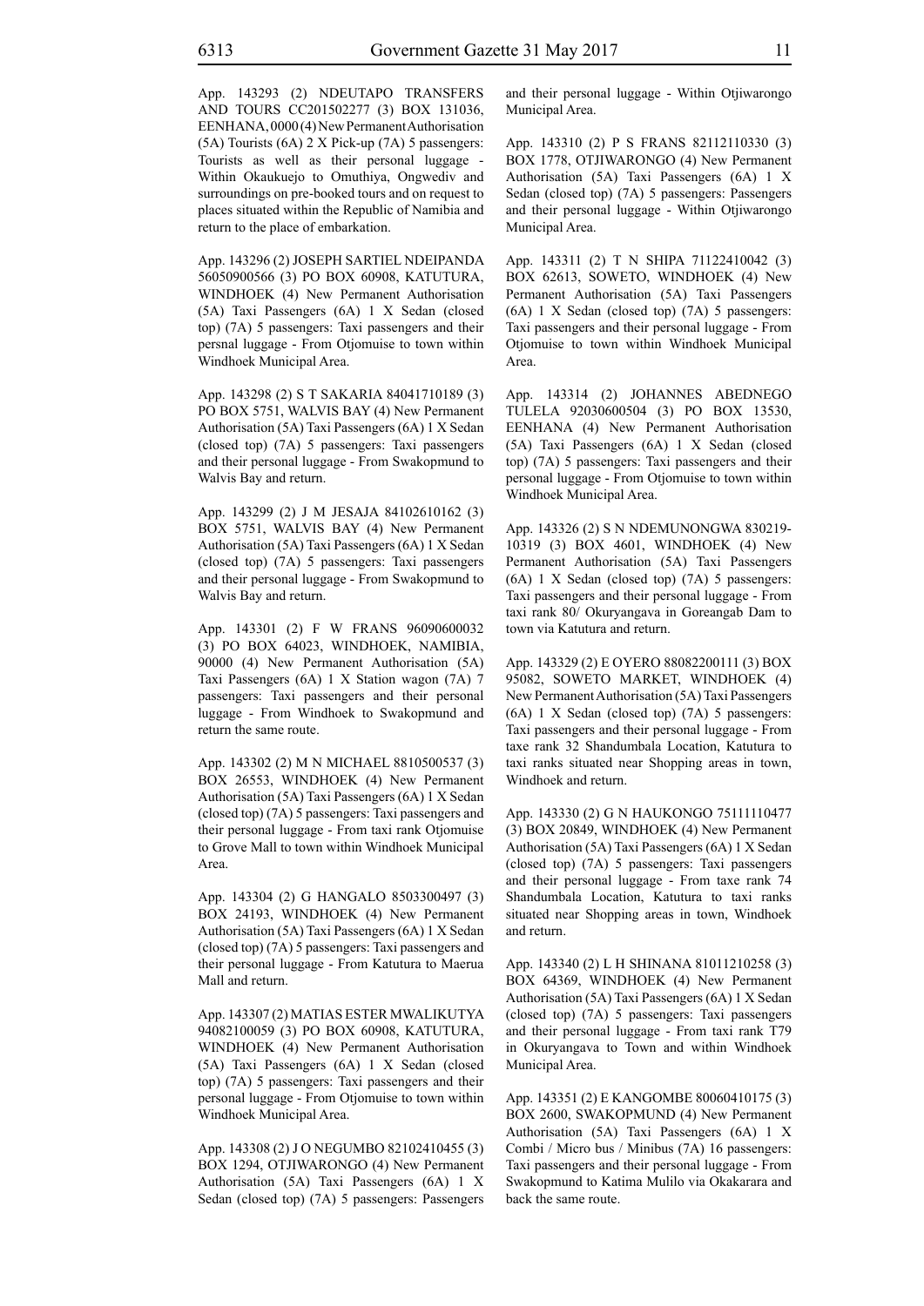App. 143293 (2) NDEUTAPO TRANSFERS AND TOURS CC201502277 (3) BOX 131036, EENHANA, 0000 (4) New Permanent Authorisation (5A) Tourists (6A) 2 X Pick-up (7A) 5 passengers: Tourists as well as their personal luggage - Within Okaukuejo to Omuthiya, Ongwediv and surroundings on pre-booked tours and on request to places situated within the Republic of Namibia and return to the place of embarkation.

App. 143296 (2) JOSEPH SARTIEL NDEIPANDA 56050900566 (3) PO BOX 60908, KATUTURA, WINDHOEK (4) New Permanent Authorisation (5A) Taxi Passengers (6A) 1 X Sedan (closed top) (7A) 5 passengers: Taxi passengers and their persnal luggage - From Otjomuise to town within Windhoek Municipal Area.

App. 143298 (2) S T SAKARIA 84041710189 (3) PO BOX 5751, WALVIS BAY (4) New Permanent Authorisation (5A) Taxi Passengers (6A) 1 X Sedan (closed top) (7A) 5 passengers: Taxi passengers and their personal luggage - From Swakopmund to Walvis Bay and return.

App. 143299 (2) J M JESAJA 84102610162 (3) BOX 5751, WALVIS BAY (4) New Permanent Authorisation (5A) Taxi Passengers (6A) 1 X Sedan (closed top) (7A) 5 passengers: Taxi passengers and their personal luggage - From Swakopmund to Walvis Bay and return.

App. 143301 (2) F W FRANS 96090600032 (3) PO BOX 64023, WINDHOEK, NAMIBIA, 90000 (4) New Permanent Authorisation (5A) Taxi Passengers (6A) 1 X Station wagon (7A) 7 passengers: Taxi passengers and their personal luggage - From Windhoek to Swakopmund and return the same route.

App. 143302 (2) M N MICHAEL 8810500537 (3) BOX 26553, WINDHOEK (4) New Permanent Authorisation (5A) Taxi Passengers (6A) 1 X Sedan (closed top) (7A) 5 passengers: Taxi passengers and their personal luggage - From taxi rank Otjomuise to Grove Mall to town within Windhoek Municipal Area.

App. 143304 (2) G HANGALO 8503300497 (3) BOX 24193, WINDHOEK (4) New Permanent Authorisation (5A) Taxi Passengers (6A) 1 X Sedan (closed top) (7A) 5 passengers: Taxi passengers and their personal luggage - From Katutura to Maerua Mall and return.

App. 143307 (2) MATIAS ESTER MWALIKUTYA 94082100059 (3) PO BOX 60908, KATUTURA, WINDHOEK (4) New Permanent Authorisation (5A) Taxi Passengers (6A) 1 X Sedan (closed top) (7A) 5 passengers: Taxi passengers and their personal luggage - From Otjomuise to town within Windhoek Municipal Area.

App. 143308 (2) J O NEGUMBO 82102410455 (3) BOX 1294, OTJIWARONGO (4) New Permanent Authorisation (5A) Taxi Passengers (6A) 1 X Sedan (closed top) (7A) 5 passengers: Passengers and their personal luggage - Within Otjiwarongo Municipal Area.

App. 143310 (2) P S FRANS 82112110330 (3) BOX 1778, OTJIWARONGO (4) New Permanent Authorisation (5A) Taxi Passengers (6A) 1 X Sedan (closed top) (7A) 5 passengers: Passengers and their personal luggage - Within Otjiwarongo Municipal Area.

App. 143311 (2) T N SHIPA 71122410042 (3) BOX 62613, SOWETO, WINDHOEK (4) New Permanent Authorisation (5A) Taxi Passengers (6A) 1 X Sedan (closed top) (7A) 5 passengers: Taxi passengers and their personal luggage - From Otjomuise to town within Windhoek Municipal Area.

App. 143314 (2) JOHANNES ABEDNEGO TULELA 92030600504 (3) PO BOX 13530, EENHANA (4) New Permanent Authorisation (5A) Taxi Passengers (6A) 1 X Sedan (closed top) (7A) 5 passengers: Taxi passengers and their personal luggage - From Otjomuise to town within Windhoek Municipal Area.

App. 143326 (2) S N NDEMUNONGWA 830219-10319 (3) BOX 4601, WINDHOEK (4) New Permanent Authorisation (5A) Taxi Passengers (6A) 1 X Sedan (closed top) (7A) 5 passengers: Taxi passengers and their personal luggage - From taxi rank 80/ Okuryangava in Goreangab Dam to town via Katutura and return.

App. 143329 (2) E OYERO 88082200111 (3) BOX 95082, SOWETO MARKET, WINDHOEK (4) New Permanent Authorisation (5A) Taxi Passengers (6A) 1 X Sedan (closed top) (7A) 5 passengers: Taxi passengers and their personal luggage - From taxe rank 32 Shandumbala Location, Katutura to taxi ranks situated near Shopping areas in town, Windhoek and return.

App. 143330 (2) G N HAUKONGO 75111110477 (3) BOX 20849, WINDHOEK (4) New Permanent Authorisation (5A) Taxi Passengers (6A) 1 X Sedan (closed top) (7A) 5 passengers: Taxi passengers and their personal luggage - From taxe rank 74 Shandumbala Location, Katutura to taxi ranks situated near Shopping areas in town, Windhoek and return.

App. 143340 (2) L H SHINANA 81011210258 (3) BOX 64369, WINDHOEK (4) New Permanent Authorisation (5A) Taxi Passengers (6A) 1 X Sedan (closed top) (7A) 5 passengers: Taxi passengers and their personal luggage - From taxi rank T79 in Okuryangava to Town and within Windhoek Municipal Area.

App. 143351 (2) E KANGOMBE 80060410175 (3) BOX 2600, SWAKOPMUND (4) New Permanent Authorisation (5A) Taxi Passengers (6A) 1 X Combi / Micro bus / Minibus (7A) 16 passengers: Taxi passengers and their personal luggage - From Swakopmund to Katima Mulilo via Okakarara and back the same route.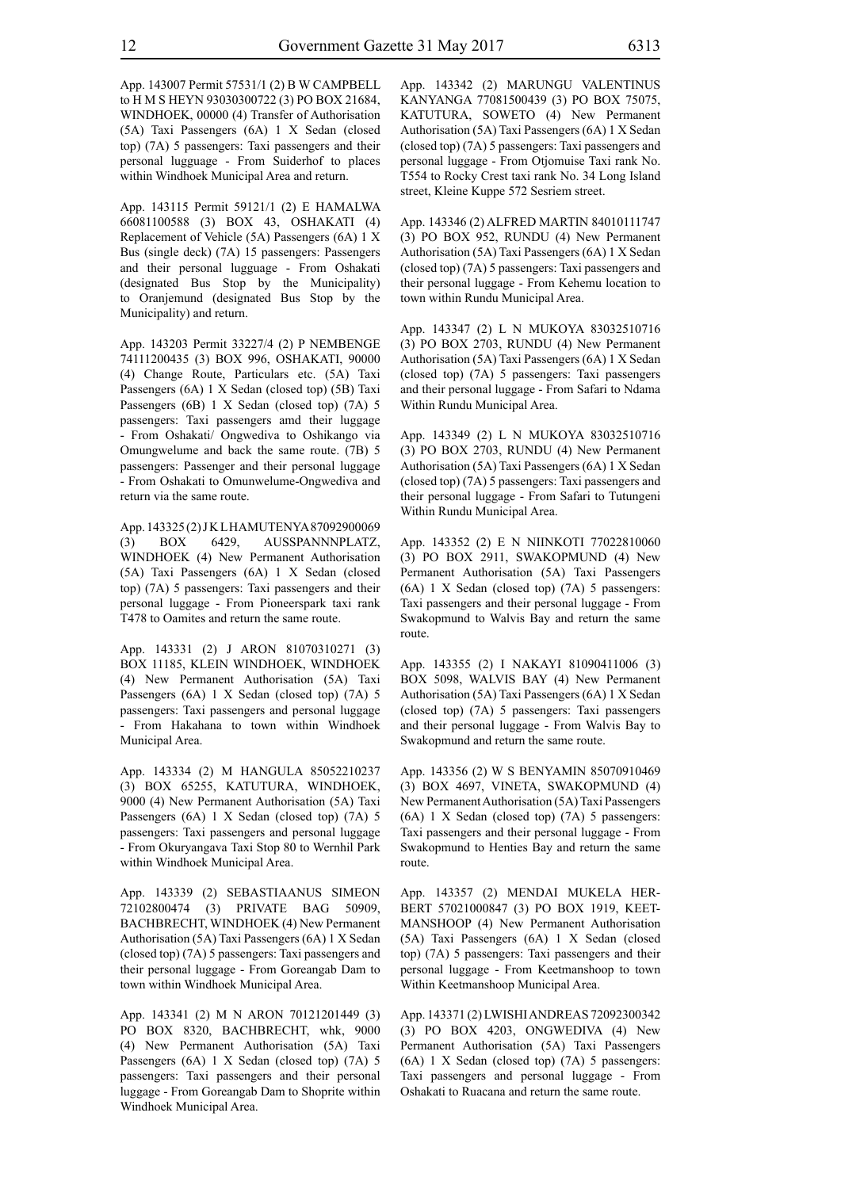App. 143007 Permit 57531/1 (2) B W CAMPBELL to H M S HEYN 93030300722 (3) PO BOX 21684, WINDHOEK, 00000 (4) Transfer of Authorisation (5A) Taxi Passengers (6A) 1 X Sedan (closed top) (7A) 5 passengers: Taxi passengers and their personal lugguage - From Suiderhof to places within Windhoek Municipal Area and return.

App. 143115 Permit 59121/1 (2) E HAMALWA 66081100588 (3) BOX 43, OSHAKATI (4) Replacement of Vehicle (5A) Passengers (6A) 1 X Bus (single deck) (7A) 15 passengers: Passengers and their personal lugguage - From Oshakati (designated Bus Stop by the Municipality) to Oranjemund (designated Bus Stop by the Municipality) and return.

App. 143203 Permit 33227/4 (2) P NEMBENGE 74111200435 (3) BOX 996, OSHAKATI, 90000 (4) Change Route, Particulars etc. (5A) Taxi Passengers (6A) 1 X Sedan (closed top) (5B) Taxi Passengers (6B) 1 X Sedan (closed top) (7A) 5 passengers: Taxi passengers amd their luggage - From Oshakati/ Ongwediva to Oshikango via Omungwelume and back the same route. (7B) 5 passengers: Passenger and their personal luggage - From Oshakati to Omunwelume-Ongwediva and return via the same route.

App. 143325 (2) J K L HAMUTENYA 87092900069 (3) BOX 6429, AUSSPANNNPLATZ, WINDHOEK (4) New Permanent Authorisation (5A) Taxi Passengers (6A) 1 X Sedan (closed top) (7A) 5 passengers: Taxi passengers and their personal luggage - From Pioneerspark taxi rank T478 to Oamites and return the same route.

App. 143331 (2) J ARON 81070310271 (3) BOX 11185, KLEIN WINDHOEK, WINDHOEK (4) New Permanent Authorisation (5A) Taxi Passengers (6A) 1 X Sedan (closed top) (7A) 5 passengers: Taxi passengers and personal luggage - From Hakahana to town within Windhoek Municipal Area.

App. 143334 (2) M HANGULA 85052210237 (3) BOX 65255, KATUTURA, WINDHOEK, 9000 (4) New Permanent Authorisation (5A) Taxi Passengers (6A) 1 X Sedan (closed top) (7A) 5 passengers: Taxi passengers and personal luggage - From Okuryangava Taxi Stop 80 to Wernhil Park within Windhoek Municipal Area.

App. 143339 (2) SEBASTIAANUS SIMEON 72102800474 (3) PRIVATE BAG 50909, BACHBRECHT, WINDHOEK (4) New Permanent Authorisation (5A) Taxi Passengers (6A) 1 X Sedan (closed top) (7A) 5 passengers: Taxi passengers and their personal luggage - From Goreangab Dam to town within Windhoek Municipal Area.

App. 143341 (2) M N ARON 70121201449 (3) PO BOX 8320, BACHBRECHT, whk, 9000 (4) New Permanent Authorisation (5A) Taxi Passengers (6A) 1 X Sedan (closed top) (7A) 5 passengers: Taxi passengers and their personal luggage - From Goreangab Dam to Shoprite within Windhoek Municipal Area.

App. 143342 (2) MARUNGU VALENTINUS KANYANGA 77081500439 (3) PO BOX 75075, KATUTURA, SOWETO (4) New Permanent Authorisation (5A) Taxi Passengers (6A) 1 X Sedan (closed top) (7A) 5 passengers: Taxi passengers and personal luggage - From Otjomuise Taxi rank No. T554 to Rocky Crest taxi rank No. 34 Long Island street, Kleine Kuppe 572 Sesriem street.

App. 143346 (2) ALFRED MARTIN 84010111747 (3) PO BOX 952, RUNDU (4) New Permanent Authorisation (5A) Taxi Passengers (6A) 1 X Sedan (closed top) (7A) 5 passengers: Taxi passengers and their personal luggage - From Kehemu location to town within Rundu Municipal Area.

App. 143347 (2) L N MUKOYA 83032510716 (3) PO BOX 2703, RUNDU (4) New Permanent Authorisation (5A) Taxi Passengers (6A) 1 X Sedan (closed top) (7A) 5 passengers: Taxi passengers and their personal luggage - From Safari to Ndama Within Rundu Municipal Area.

App. 143349 (2) L N MUKOYA 83032510716 (3) PO BOX 2703, RUNDU (4) New Permanent Authorisation (5A) Taxi Passengers (6A) 1 X Sedan (closed top) (7A) 5 passengers: Taxi passengers and their personal luggage - From Safari to Tutungeni Within Rundu Municipal Area.

App. 143352 (2) E N NIINKOTI 77022810060 (3) PO BOX 2911, SWAKOPMUND (4) New Permanent Authorisation (5A) Taxi Passengers (6A) 1 X Sedan (closed top) (7A) 5 passengers: Taxi passengers and their personal luggage - From Swakopmund to Walvis Bay and return the same route.

App. 143355 (2) I NAKAYI 81090411006 (3) BOX 5098, WALVIS BAY (4) New Permanent Authorisation (5A) Taxi Passengers (6A) 1 X Sedan (closed top) (7A) 5 passengers: Taxi passengers and their personal luggage - From Walvis Bay to Swakopmund and return the same route.

App. 143356 (2) W S BENYAMIN 85070910469 (3) BOX 4697, VINETA, SWAKOPMUND (4) New Permanent Authorisation (5A) Taxi Passengers (6A) 1 X Sedan (closed top) (7A) 5 passengers: Taxi passengers and their personal luggage - From Swakopmund to Henties Bay and return the same route.

App. 143357 (2) MENDAI MUKELA HERBERT 57021000847 (3) PO BOX 1919, KEETMANSHOOP (4) New Permanent Authorisation (5A) Taxi Passengers (6A) 1 X Sedan (closed top) (7A) 5 passengers: Taxi passengers and their personal luggage - From Keetmanshoop to town Within Keetmanshoop Municipal Area.

App. 143371 (2) LWISHI ANDREAS 72092300342 (3) PO BOX 4203, ONGWEDIVA (4) New Permanent Authorisation (5A) Taxi Passengers (6A) 1 X Sedan (closed top) (7A) 5 passengers: Taxi passengers and personal luggage - From Oshakati to Ruacana and return the same route.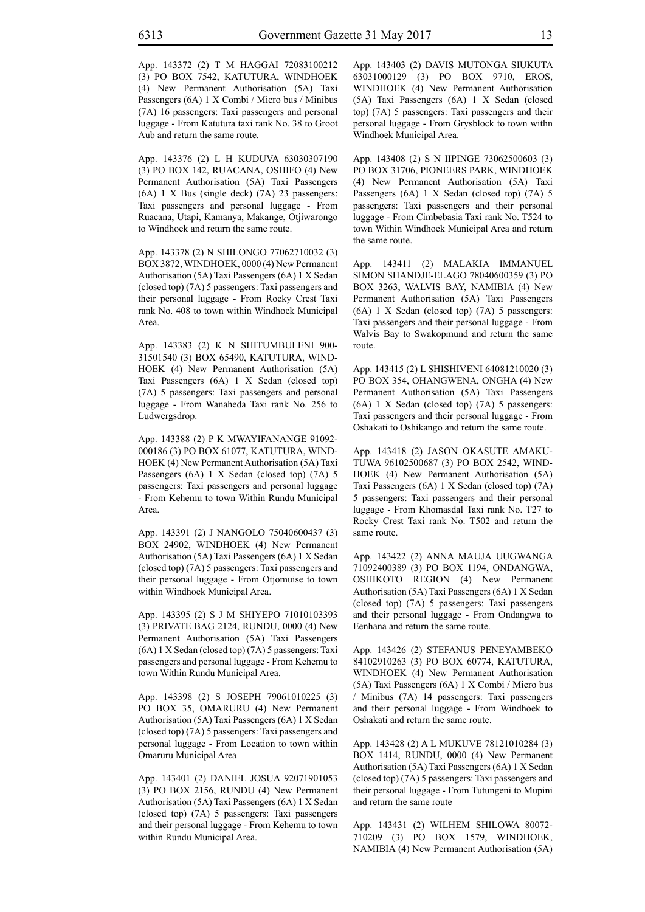App. 143372 (2) T M HAGGAI 72083100212 (3) PO BOX 7542, KATUTURA, WINDHOEK (4) New Permanent Authorisation (5A) Taxi Passengers (6A) 1 X Combi / Micro bus / Minibus (7A) 16 passengers: Taxi passengers and personal luggage - From Katutura taxi rank No. 38 to Groot Aub and return the same route.

App. 143376 (2) L H KUDUVA 63030307190 (3) PO BOX 142, RUACANA, OSHIFO (4) New Permanent Authorisation (5A) Taxi Passengers (6A) 1 X Bus (single deck) (7A) 23 passengers: Taxi passengers and personal luggage - From Ruacana, Utapi, Kamanya, Makange, Otjiwarongo to Windhoek and return the same route.

App. 143378 (2) N SHILONGO 77062710032 (3) BOX 3872, WINDHOEK, 0000 (4) New Permanent Authorisation (5A) Taxi Passengers (6A) 1 X Sedan (closed top) (7A) 5 passengers: Taxi passengers and their personal luggage - From Rocky Crest Taxi rank No. 408 to town within Windhoek Municipal Area.

App. 143383 (2) K N SHITUMBULENI 900-31501540 (3) BOX 65490, KATUTURA, WIND-HOEK (4) New Permanent Authorisation (5A) Taxi Passengers (6A) 1 X Sedan (closed top) (7A) 5 passengers: Taxi passengers and personal luggage - From Wanaheda Taxi rank No. 256 to Ludwergsdrop.

App. 143388 (2) P K MWAYIFANANGE 91092-000186 (3) PO BOX 61077, KATUTURA, WIND-HOEK (4) New Permanent Authorisation (5A) Taxi Passengers (6A) 1 X Sedan (closed top) (7A) 5 passengers: Taxi passengers and personal luggage - From Kehemu to town Within Rundu Municipal Area.

App. 143391 (2) J NANGOLO 75040600437 (3) BOX 24902, WINDHOEK (4) New Permanent Authorisation (5A) Taxi Passengers (6A) 1 X Sedan (closed top) (7A) 5 passengers: Taxi passengers and their personal luggage - From Otjomuise to town within Windhoek Municipal Area.

App. 143395 (2) S J M SHIYEPO 71010103393 (3) PRIVATE BAG 2124, RUNDU, 0000 (4) New Permanent Authorisation (5A) Taxi Passengers (6A) 1 X Sedan (closed top) (7A) 5 passengers: Taxi passengers and personal luggage - From Kehemu to town Within Rundu Municipal Area.

App. 143398 (2) S JOSEPH 79061010225 (3) PO BOX 35, OMARURU (4) New Permanent Authorisation (5A) Taxi Passengers (6A) 1 X Sedan (closed top) (7A) 5 passengers: Taxi passengers and personal luggage - From Location to town within Omaruru Municipal Area

App. 143401 (2) DANIEL JOSUA 92071901053 (3) PO BOX 2156, RUNDU (4) New Permanent Authorisation (5A) Taxi Passengers (6A) 1 X Sedan (closed top) (7A) 5 passengers: Taxi passengers and their personal luggage - From Kehemu to town within Rundu Municipal Area.

App. 143403 (2) DAVIS MUTONGA SIUKUTA 63031000129 (3) PO BOX 9710, EROS, WINDHOEK (4) New Permanent Authorisation (5A) Taxi Passengers (6A) 1 X Sedan (closed top) (7A) 5 passengers: Taxi passengers and their personal luggage - From Grysblock to town withn Windhoek Municipal Area.

App. 143408 (2) S N IIPINGE 73062500603 (3) PO BOX 31706, PIONEERS PARK, WINDHOEK (4) New Permanent Authorisation (5A) Taxi Passengers (6A) 1 X Sedan (closed top) (7A) 5 passengers: Taxi passengers and their personal luggage - From Cimbebasia Taxi rank No. T524 to town Within Windhoek Municipal Area and return the same route.

App. 143411 (2) MALAKIA IMMANUEL SIMON SHANDJE-ELAGO 78040600359 (3) PO BOX 3263, WALVIS BAY, NAMIBIA (4) New Permanent Authorisation (5A) Taxi Passengers (6A) 1 X Sedan (closed top) (7A) 5 passengers: Taxi passengers and their personal luggage - From Walvis Bay to Swakopmund and return the same route.

App. 143415 (2) L SHISHIVENI 64081210020 (3) PO BOX 354, OHANGWENA, ONGHA (4) New Permanent Authorisation (5A) Taxi Passengers (6A) 1 X Sedan (closed top) (7A) 5 passengers: Taxi passengers and their personal luggage - From Oshakati to Oshikango and return the same route.

App. 143418 (2) JASON OKASUTE AMAKU-TUWA 96102500687 (3) PO BOX 2542, WIND-HOEK (4) New Permanent Authorisation (5A) Taxi Passengers (6A) 1 X Sedan (closed top) (7A) 5 passengers: Taxi passengers and their personal luggage - From Khomasdal Taxi rank No. T27 to Rocky Crest Taxi rank No. T502 and return the same route.

App. 143422 (2) ANNA MAUJA UUGWANGA 71092400389 (3) PO BOX 1194, ONDANGWA, OSHIKOTO REGION (4) New Permanent Authorisation (5A) Taxi Passengers (6A) 1 X Sedan (closed top) (7A) 5 passengers: Taxi passengers and their personal luggage - From Ondangwa to Eenhana and return the same route.

App. 143426 (2) STEFANUS PENEYAMBEKO 84102910263 (3) PO BOX 60774, KATUTURA, WINDHOEK (4) New Permanent Authorisation (5A) Taxi Passengers (6A) 1 X Combi / Micro bus / Minibus (7A) 14 passengers: Taxi passengers and their personal luggage - From Windhoek to Oshakati and return the same route.

App. 143428 (2) A L MUKUVE 78121010284 (3) BOX 1414, RUNDU, 0000 (4) New Permanent Authorisation (5A) Taxi Passengers (6A) 1 X Sedan (closed top) (7A) 5 passengers: Taxi passengers and their personal luggage - From Tutungeni to Mupini and return the same route

App. 143431 (2) WILHEM SHILOWA 80072-710209 (3) PO BOX 1579, WINDHOEK, NAMIBIA (4) New Permanent Authorisation (5A)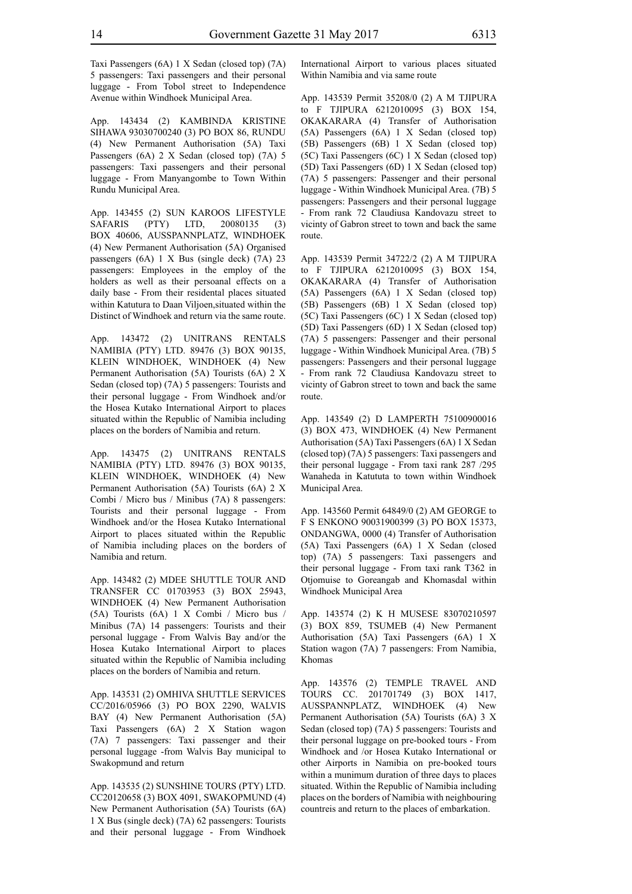Taxi Passengers (6A) 1 X Sedan (closed top) (7A) 5 passengers: Taxi passengers and their personal luggage - From Tobol street to Independence Avenue within Windhoek Municipal Area.

App. 143434 (2) KAMBINDA KRISTINE SIHAWA 93030700240 (3) PO BOX 86, RUNDU (4) New Permanent Authorisation (5A) Taxi Passengers (6A) 2 X Sedan (closed top) (7A) 5 passengers: Taxi passengers and their personal luggage - From Manyangombe to Town Within Rundu Municipal Area.

App. 143455 (2) SUN KAROOS LIFESTYLE SAFARIS (PTY) LTD, 20080135 (3) BOX 40606, AUSSPANNPLATZ, WINDHOEK (4) New Permanent Authorisation (5A) Organised passengers (6A) 1 X Bus (single deck) (7A) 23 passengers: Employees in the employ of the holders as well as their persoanal effects on a daily base - From their residental places situated within Katutura to Daan Viljoen,situated within the Distinct of Windhoek and return via the same route.

App. 143472 (2) UNITRANS RENTALS NAMIBIA (PTY) LTD. 89476 (3) BOX 90135, KLEIN WINDHOEK, WINDHOEK (4) New Permanent Authorisation (5A) Tourists (6A) 2 X Sedan (closed top) (7A) 5 passengers: Tourists and their personal luggage - From Windhoek and/or the Hosea Kutako International Airport to places situated within the Republic of Namibia including places on the borders of Namibia and return.

App. 143475 (2) UNITRANS RENTALS NAMIBIA (PTY) LTD. 89476 (3) BOX 90135, KLEIN WINDHOEK, WINDHOEK (4) New Permanent Authorisation (5A) Tourists (6A) 2 X Combi / Micro bus / Minibus (7A) 8 passengers: Tourists and their personal luggage - From Windhoek and/or the Hosea Kutako International Airport to places situated within the Republic of Namibia including places on the borders of Namibia and return.

App. 143482 (2) MDEE SHUTTLE TOUR AND TRANSFER CC 01703953 (3) BOX 25943, WINDHOEK (4) New Permanent Authorisation (5A) Tourists (6A) 1 X Combi / Micro bus / Minibus (7A) 14 passengers: Tourists and their personal luggage - From Walvis Bay and/or the Hosea Kutako International Airport to places situated within the Republic of Namibia including places on the borders of Namibia and return.

App. 143531 (2) OMHIVA SHUTTLE SERVICES CC/2016/05966 (3) PO BOX 2290, WALVIS BAY (4) New Permanent Authorisation (5A) Taxi Passengers (6A) 2 X Station wagon (7A) 7 passengers: Taxi passenger and their personal luggage -from Walvis Bay municipal to Swakopmund and return

App. 143535 (2) SUNSHINE TOURS (PTY) LTD. CC20120658 (3) BOX 4091, SWAKOPMUND (4) New Permanent Authorisation (5A) Tourists (6A) 1 X Bus (single deck) (7A) 62 passengers: Tourists and their personal luggage - From Windhoek International Airport to various places situated Within Namibia and via same route

App. 143539 Permit 35208/0 (2) A M TJIPURA to F TJIPURA 6212010095 (3) BOX 154, OKAKARARA (4) Transfer of Authorisation (5A) Passengers (6A) 1 X Sedan (closed top) (5B) Passengers (6B) 1 X Sedan (closed top) (5C) Taxi Passengers (6C) 1 X Sedan (closed top) (5D) Taxi Passengers (6D) 1 X Sedan (closed top) (7A) 5 passengers: Passenger and their personal luggage - Within Windhoek Municipal Area. (7B) 5 passengers: Passengers and their personal luggage - From rank 72 Claudiusa Kandovazu street to vicinty of Gabron street to town and back the same route.

App. 143539 Permit 34722/2 (2) A M TJIPURA to F TJIPURA 6212010095 (3) BOX 154, OKAKARARA (4) Transfer of Authorisation (5A) Passengers (6A) 1 X Sedan (closed top) (5B) Passengers (6B) 1 X Sedan (closed top) (5C) Taxi Passengers (6C) 1 X Sedan (closed top) (5D) Taxi Passengers (6D) 1 X Sedan (closed top) (7A) 5 passengers: Passenger and their personal luggage - Within Windhoek Municipal Area. (7B) 5 passengers: Passengers and their personal luggage - From rank 72 Claudiusa Kandovazu street to vicinty of Gabron street to town and back the same route.

App. 143549 (2) D LAMPERTH 75100900016 (3) BOX 473, WINDHOEK (4) New Permanent Authorisation (5A) Taxi Passengers (6A) 1 X Sedan (closed top) (7A) 5 passengers: Taxi passengers and their personal luggage - From taxi rank 287 /295 Wanaheda in Katututa to town within Windhoek Municipal Area.

App. 143560 Permit 64849/0 (2) AM GEORGE to F S ENKONO 90031900399 (3) PO BOX 15373, ONDANGWA, 0000 (4) Transfer of Authorisation (5A) Taxi Passengers (6A) 1 X Sedan (closed top) (7A) 5 passengers: Taxi passengers and their personal luggage - From taxi rank T362 in Otjomuise to Goreangab and Khomasdal within Windhoek Municipal Area

App. 143574 (2) K H MUSESE 83070210597 (3) BOX 859, TSUMEB (4) New Permanent Authorisation (5A) Taxi Passengers (6A) 1 X Station wagon (7A) 7 passengers: From Namibia, Khomas

App. 143576 (2) TEMPLE TRAVEL AND TOURS CC. 201701749 (3) BOX 1417, AUSSPANNPLATZ, WINDHOEK (4) New Permanent Authorisation (5A) Tourists (6A) 3 X Sedan (closed top) (7A) 5 passengers: Tourists and their personal luggage on pre-booked tours - From Windhoek and /or Hosea Kutako International or other Airports in Namibia on pre-booked tours within a munimum duration of three days to places situated. Within the Republic of Namibia including places on the borders of Namibia with neighbouring countreis and return to the places of embarkation.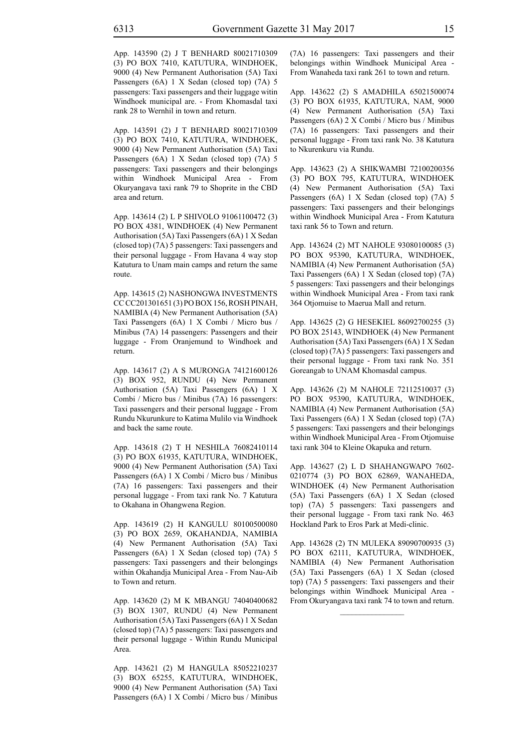App. 143590 (2) J T BENHARD 80021710309 (3) PO BOX 7410, KATUTURA, WINDHOEK, 9000 (4) New Permanent Authorisation (5A) Taxi Passengers (6A) 1 X Sedan (closed top) (7A) 5 passengers: Taxi passengers and their luggage witin Windhoek municipal are. - From Khomasdal taxi rank 28 to Wernhil in town and return.

App. 143591 (2) J T BENHARD 80021710309 (3) PO BOX 7410, KATUTURA, WINDHOEK, 9000 (4) New Permanent Authorisation (5A) Taxi Passengers (6A) 1 X Sedan (closed top) (7A) 5 passengers: Taxi passengers and their belongings within Windhoek Municipal Area - From Okuryangava taxi rank 79 to Shoprite in the CBD area and return.

App. 143614 (2) L P SHIVOLO 91061100472 (3) PO BOX 4381, WINDHOEK (4) New Permanent Authorisation (5A) Taxi Passengers (6A) 1 X Sedan (closed top) (7A) 5 passengers: Taxi passengers and their personal luggage - From Havana 4 way stop Katutura to Unam main camps and return the same route.

App. 143615 (2) NASHONGWA INVESTMENTS CC CC201301651 (3) PO BOX 156, ROSH PINAH, NAMIBIA (4) New Permanent Authorisation (5A) Taxi Passengers (6A) 1 X Combi / Micro bus / Minibus (7A) 14 passengers: Passengers and their luggage - From Oranjemund to Windhoek and return.

App. 143617 (2) A S MURONGA 74121600126 (3) BOX 952, RUNDU (4) New Permanent Authorisation (5A) Taxi Passengers (6A) 1 X Combi / Micro bus / Minibus (7A) 16 passengers: Taxi passengers and their personal luggage - From Rundu Nkurunkure to Katima Mulilo via Windhoek and back the same route.

App. 143618 (2) T H NESHILA 76082410114 (3) PO BOX 61935, KATUTURA, WINDHOEK, 9000 (4) New Permanent Authorisation (5A) Taxi Passengers (6A) 1 X Combi / Micro bus / Minibus (7A) 16 passengers: Taxi passengers and their personal luggage - From taxi rank No. 7 Katutura to Okahana in Ohangwena Region.

App. 143619 (2) H KANGULU 80100500080 (3) PO BOX 2659, OKAHANDJA, NAMIBIA (4) New Permanent Authorisation (5A) Taxi Passengers (6A) 1 X Sedan (closed top) (7A) 5 passengers: Taxi passengers and their belongings within Okahandja Municipal Area - From Nau-Aib to Town and return.

App. 143620 (2) M K MBANGU 74040400682 (3) BOX 1307, RUNDU (4) New Permanent Authorisation (5A) Taxi Passengers (6A) 1 X Sedan (closed top) (7A) 5 passengers: Taxi passengers and their personal luggage - Within Rundu Municipal Area.

App. 143621 (2) M HANGULA 85052210237 (3) BOX 65255, KATUTURA, WINDHOEK, 9000 (4) New Permanent Authorisation (5A) Taxi Passengers (6A) 1 X Combi / Micro bus / Minibus (7A) 16 passengers: Taxi passengers and their belongings within Windhoek Municipal Area - From Wanaheda taxi rank 261 to town and return.

App. 143622 (2) S AMADHILA 65021500074 (3) PO BOX 61935, KATUTURA, NAM, 9000 (4) New Permanent Authorisation (5A) Taxi Passengers (6A) 2 X Combi / Micro bus / Minibus (7A) 16 passengers: Taxi passengers and their personal luggage - From taxi rank No. 38 Katutura to Nkurenkuru via Rundu.

App. 143623 (2) A SHIKWAMBI 72100200356 (3) PO BOX 795, KATUTURA, WINDHOEK (4) New Permanent Authorisation (5A) Taxi Passengers (6A) 1 X Sedan (closed top) (7A) 5 passengers: Taxi passengers and their belongings within Windhoek Municipal Area - From Katutura taxi rank 56 to Town and return.

App. 143624 (2) MT NAHOLE 93080100085 (3) PO BOX 95390, KATUTURA, WINDHOEK, NAMIBIA (4) New Permanent Authorisation (5A) Taxi Passengers (6A) 1 X Sedan (closed top) (7A) 5 passengers: Taxi passengers and their belongings within Windhoek Municipal Area - From taxi rank 364 Otjomuise to Maerua Mall and return.

App. 143625 (2) G HESEKIEL 86092700255 (3) PO BOX 25143, WINDHOEK (4) New Permanent Authorisation (5A) Taxi Passengers (6A) 1 X Sedan (closed top) (7A) 5 passengers: Taxi passengers and their personal luggage - From taxi rank No. 351 Goreangab to UNAM Khomasdal campus.

App. 143626 (2) M NAHOLE 72112510037 (3) PO BOX 95390, KATUTURA, WINDHOEK, NAMIBIA (4) New Permanent Authorisation (5A) Taxi Passengers (6A) 1 X Sedan (closed top) (7A) 5 passengers: Taxi passengers and their belongings within Windhoek Municipal Area - From Otjomuise taxi rank 304 to Kleine Okapuka and return.

App. 143627 (2) L D SHAHANGWAPO 7602-0210774 (3) PO BOX 62869, WANAHEDA, WINDHOEK (4) New Permanent Authorisation (5A) Taxi Passengers (6A) 1 X Sedan (closed top) (7A) 5 passengers: Taxi passengers and their personal luggage - From taxi rank No. 463 Hockland Park to Eros Park at Medi-clinic.

App. 143628 (2) TN MULEKA 89090700935 (3) PO BOX 62111, KATUTURA, WINDHOEK, NAMIBIA (4) New Permanent Authorisation (5A) Taxi Passengers (6A) 1 X Sedan (closed top) (7A) 5 passengers: Taxi passengers and their belongings within Windhoek Municipal Area - From Okuryangava taxi rank 74 to town and return.